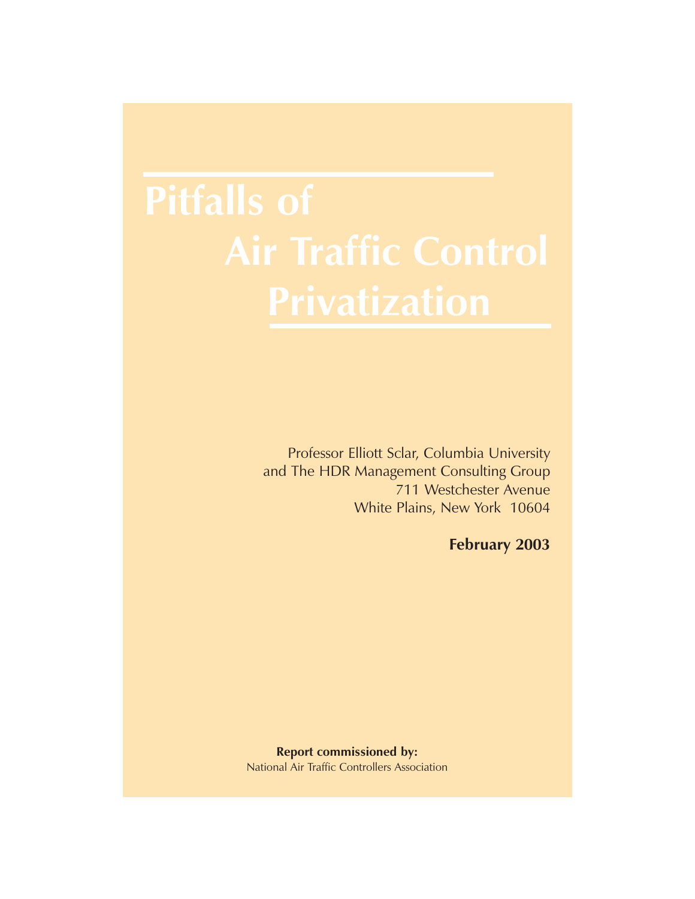# Pitfalls of Air Traffic Control Privatization

Professor Elliott Sclar, Columbia University
and The HDR Management Consulting Group
711 Westchester Avenue
White Plains, New York 10604

**February 2003**

**Report commissioned by:**
National Air Traffic Controllers Association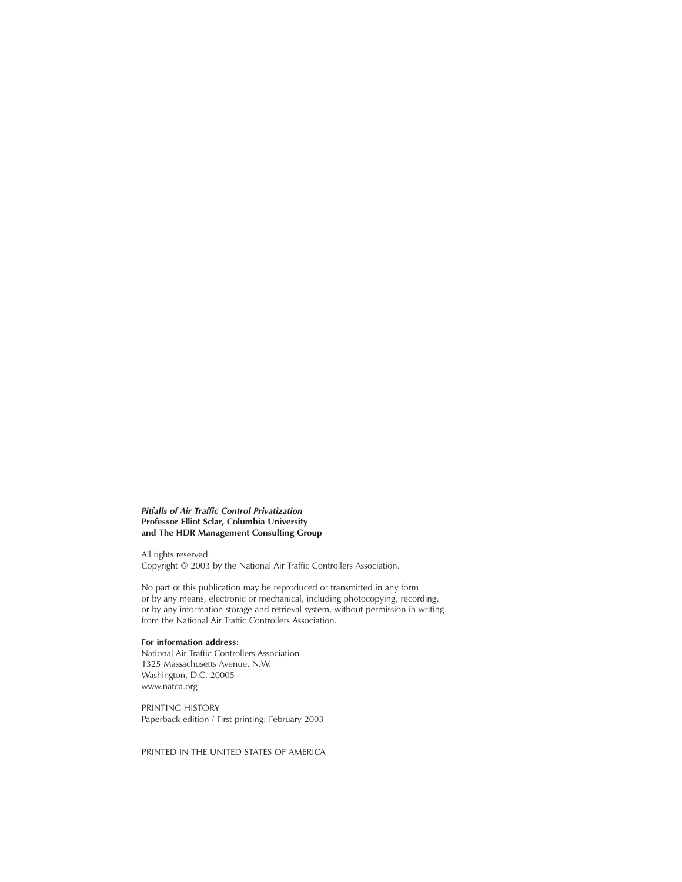***Pitfalls of Air Traffic Control Privatization***
**Professor Elliot Sclar, Columbia University**
**and The HDR Management Consulting Group**

All rights reserved.
Copyright © 2003 by the National Air Traffic Controllers Association.

No part of this publication may be reproduced or transmitted in any form or by any means, electronic or mechanical, including photocopying, recording, or by any information storage and retrieval system, without permission in writing from the National Air Traffic Controllers Association.

**For information address:**
National Air Traffic Controllers Association
1325 Massachusetts Avenue, N.W.
Washington, D.C. 20005
www.natca.org

PRINTING HISTORY
Paperback edition / First printing: February 2003

PRINTED IN THE UNITED STATES OF AMERICA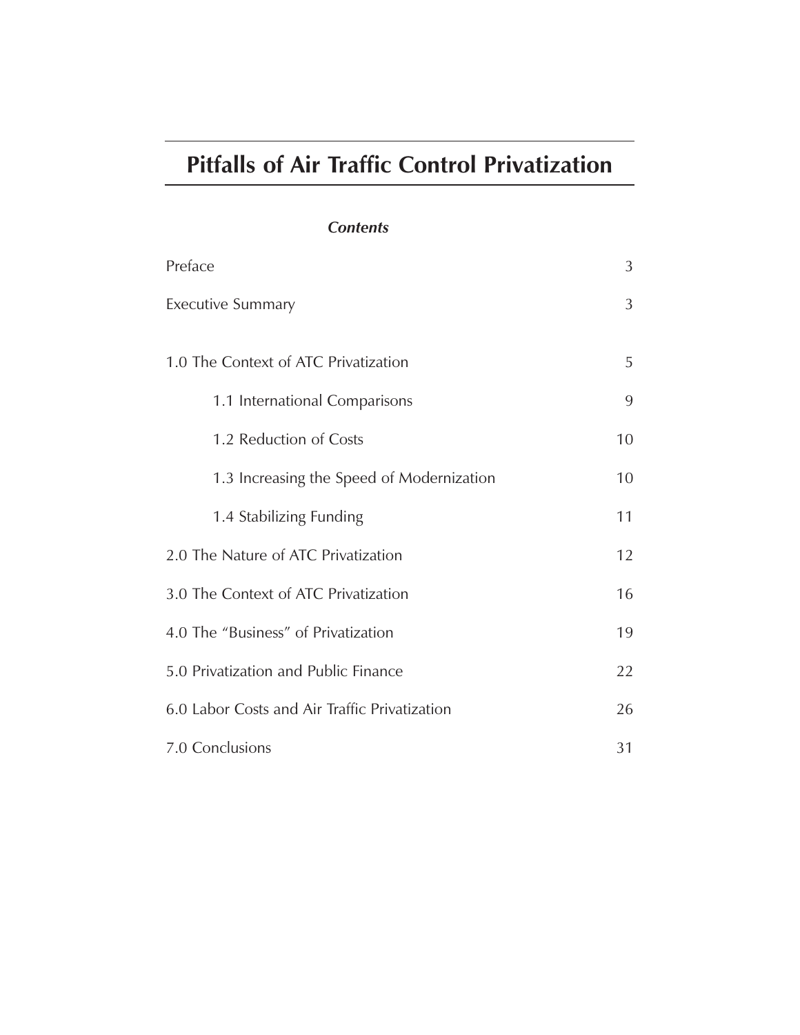# Pitfalls of Air Traffic Control Privatization

***Contents***

| | |
|---|---|
| Preface | 3 |
| Executive Summary | 3 |
| 1.0 The Context of ATC Privatization | 5 |
| 1.1 International Comparisons | 9 |
| 1.2 Reduction of Costs | 10 |
| 1.3 Increasing the Speed of Modernization | 10 |
| 1.4 Stabilizing Funding | 11 |
| 2.0 The Nature of ATC Privatization | 12 |
| 3.0 The Context of ATC Privatization | 16 |
| 4.0 The "Business" of Privatization | 19 |
| 5.0 Privatization and Public Finance | 22 |
| 6.0 Labor Costs and Air Traffic Privatization | 26 |
| 7.0 Conclusions | 31 |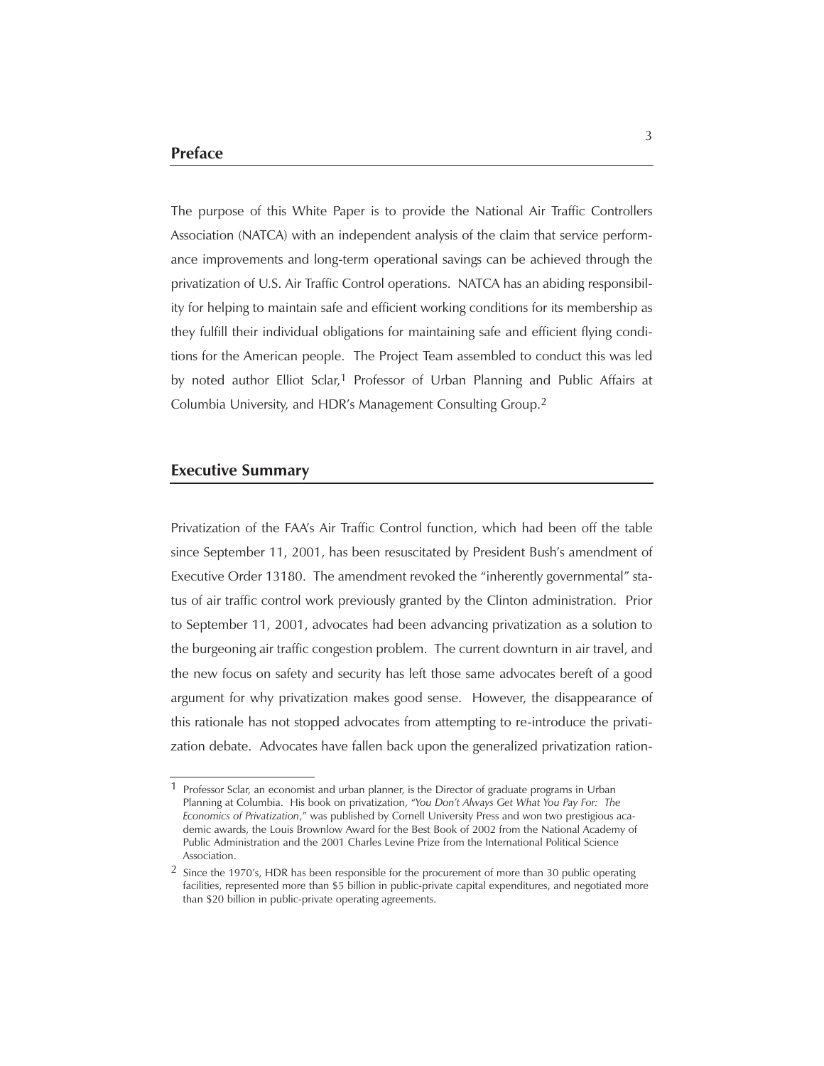## Preface

The purpose of this White Paper is to provide the National Air Traffic Controllers Association (NATCA) with an independent analysis of the claim that service performance improvements and long-term operational savings can be achieved through the privatization of U.S. Air Traffic Control operations. NATCA has an abiding responsibility for helping to maintain safe and efficient working conditions for its membership as they fulfill their individual obligations for maintaining safe and efficient flying conditions for the American people. The Project Team assembled to conduct this was led by noted author Elliot Sclar,[1] Professor of Urban Planning and Public Affairs at Columbia University, and HDR's Management Consulting Group.[2]

## Executive Summary

Privatization of the FAA's Air Traffic Control function, which had been off the table since September 11, 2001, has been resuscitated by President Bush's amendment of Executive Order 13180. The amendment revoked the "inherently governmental" status of air traffic control work previously granted by the Clinton administration. Prior to September 11, 2001, advocates had been advancing privatization as a solution to the burgeoning air traffic congestion problem. The current downturn in air travel, and the new focus on safety and security has left those same advocates bereft of a good argument for why privatization makes good sense. However, the disappearance of this rationale has not stopped advocates from attempting to re-introduce the privatization debate. Advocates have fallen back upon the generalized privatization ration-

---

[1] Professor Sclar, an economist and urban planner, is the Director of graduate programs in Urban Planning at Columbia. His book on privatization, "*You Don't Always Get What You Pay For: The Economics of Privatization*," was published by Cornell University Press and won two prestigious academic awards, the Louis Brownlow Award for the Best Book of 2002 from the National Academy of Public Administration and the 2001 Charles Levine Prize from the International Political Science Association.

[2] Since the 1970's, HDR has been responsible for the procurement of more than 30 public operating facilities, represented more than $5 billion in public-private capital expenditures, and negotiated more than $20 billion in public-private operating agreements.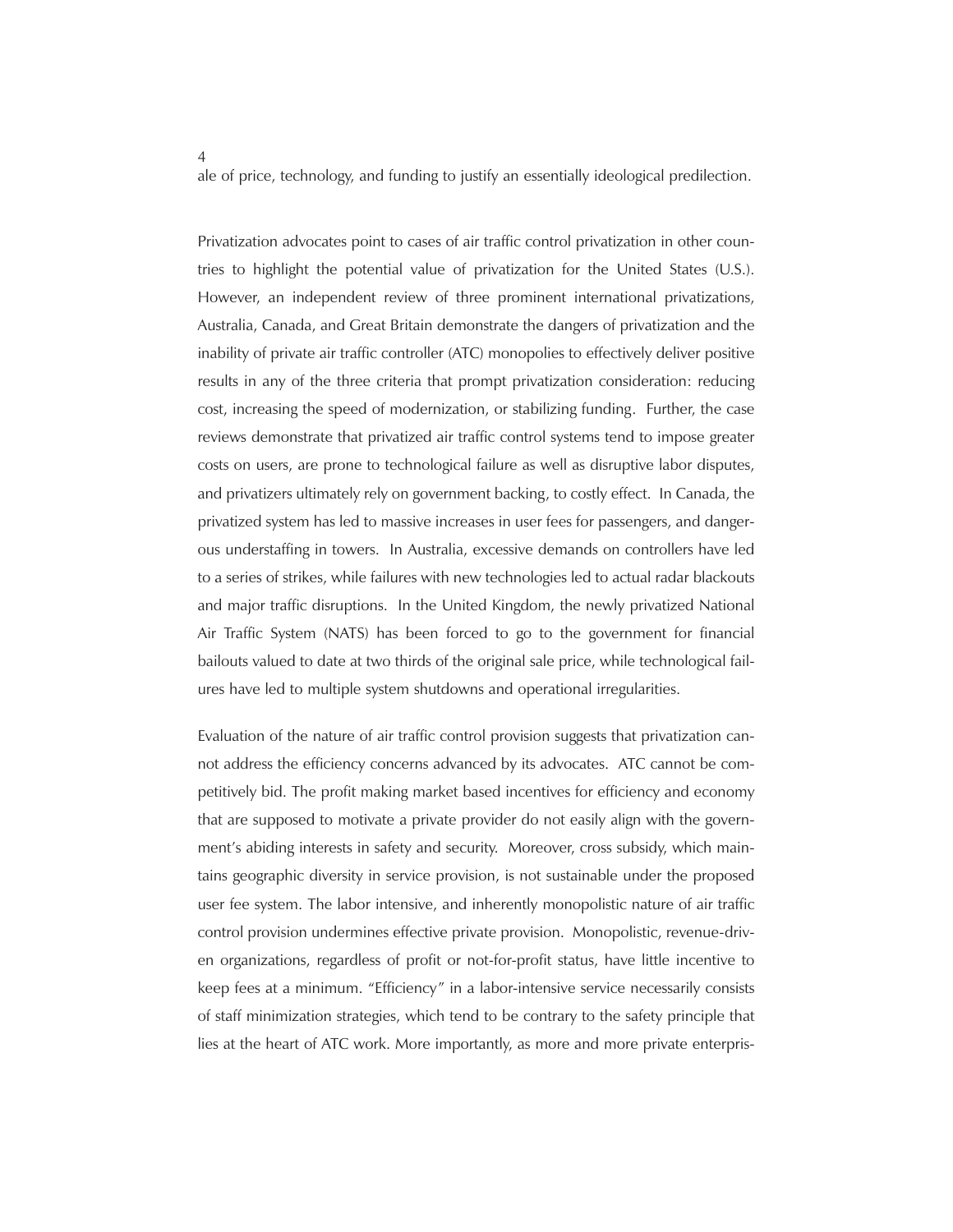ale of price, technology, and funding to justify an essentially ideological predilection.

Privatization advocates point to cases of air traffic control privatization in other countries to highlight the potential value of privatization for the United States (U.S.). However, an independent review of three prominent international privatizations, Australia, Canada, and Great Britain demonstrate the dangers of privatization and the inability of private air traffic controller (ATC) monopolies to effectively deliver positive results in any of the three criteria that prompt privatization consideration: reducing cost, increasing the speed of modernization, or stabilizing funding. Further, the case reviews demonstrate that privatized air traffic control systems tend to impose greater costs on users, are prone to technological failure as well as disruptive labor disputes, and privatizers ultimately rely on government backing, to costly effect. In Canada, the privatized system has led to massive increases in user fees for passengers, and dangerous understaffing in towers. In Australia, excessive demands on controllers have led to a series of strikes, while failures with new technologies led to actual radar blackouts and major traffic disruptions. In the United Kingdom, the newly privatized National Air Traffic System (NATS) has been forced to go to the government for financial bailouts valued to date at two thirds of the original sale price, while technological failures have led to multiple system shutdowns and operational irregularities.

Evaluation of the nature of air traffic control provision suggests that privatization cannot address the efficiency concerns advanced by its advocates. ATC cannot be competitively bid. The profit making market based incentives for efficiency and economy that are supposed to motivate a private provider do not easily align with the government's abiding interests in safety and security. Moreover, cross subsidy, which maintains geographic diversity in service provision, is not sustainable under the proposed user fee system. The labor intensive, and inherently monopolistic nature of air traffic control provision undermines effective private provision. Monopolistic, revenue-driven organizations, regardless of profit or not-for-profit status, have little incentive to keep fees at a minimum. "Efficiency" in a labor-intensive service necessarily consists of staff minimization strategies, which tend to be contrary to the safety principle that lies at the heart of ATC work. More importantly, as more and more private enterpris-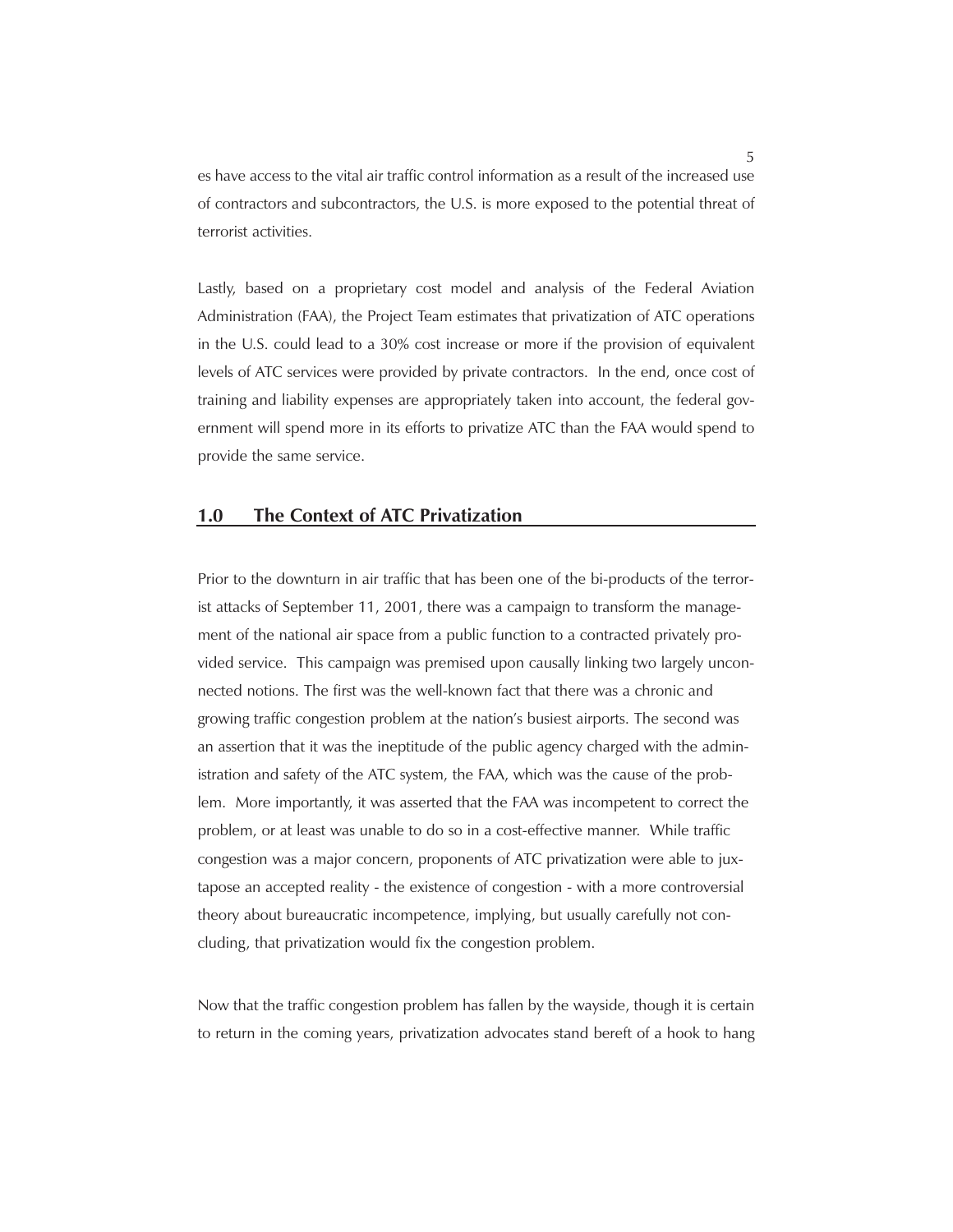es have access to the vital air traffic control information as a result of the increased use of contractors and subcontractors, the U.S. is more exposed to the potential threat of terrorist activities.

Lastly, based on a proprietary cost model and analysis of the Federal Aviation Administration (FAA), the Project Team estimates that privatization of ATC operations in the U.S. could lead to a 30% cost increase or more if the provision of equivalent levels of ATC services were provided by private contractors. In the end, once cost of training and liability expenses are appropriately taken into account, the federal government will spend more in its efforts to privatize ATC than the FAA would spend to provide the same service.

## 1.0 The Context of ATC Privatization

Prior to the downturn in air traffic that has been one of the bi-products of the terrorist attacks of September 11, 2001, there was a campaign to transform the management of the national air space from a public function to a contracted privately provided service. This campaign was premised upon causally linking two largely unconnected notions. The first was the well-known fact that there was a chronic and growing traffic congestion problem at the nation's busiest airports. The second was an assertion that it was the ineptitude of the public agency charged with the administration and safety of the ATC system, the FAA, which was the cause of the problem. More importantly, it was asserted that the FAA was incompetent to correct the problem, or at least was unable to do so in a cost-effective manner. While traffic congestion was a major concern, proponents of ATC privatization were able to juxtapose an accepted reality - the existence of congestion - with a more controversial theory about bureaucratic incompetence, implying, but usually carefully not concluding, that privatization would fix the congestion problem.

Now that the traffic congestion problem has fallen by the wayside, though it is certain to return in the coming years, privatization advocates stand bereft of a hook to hang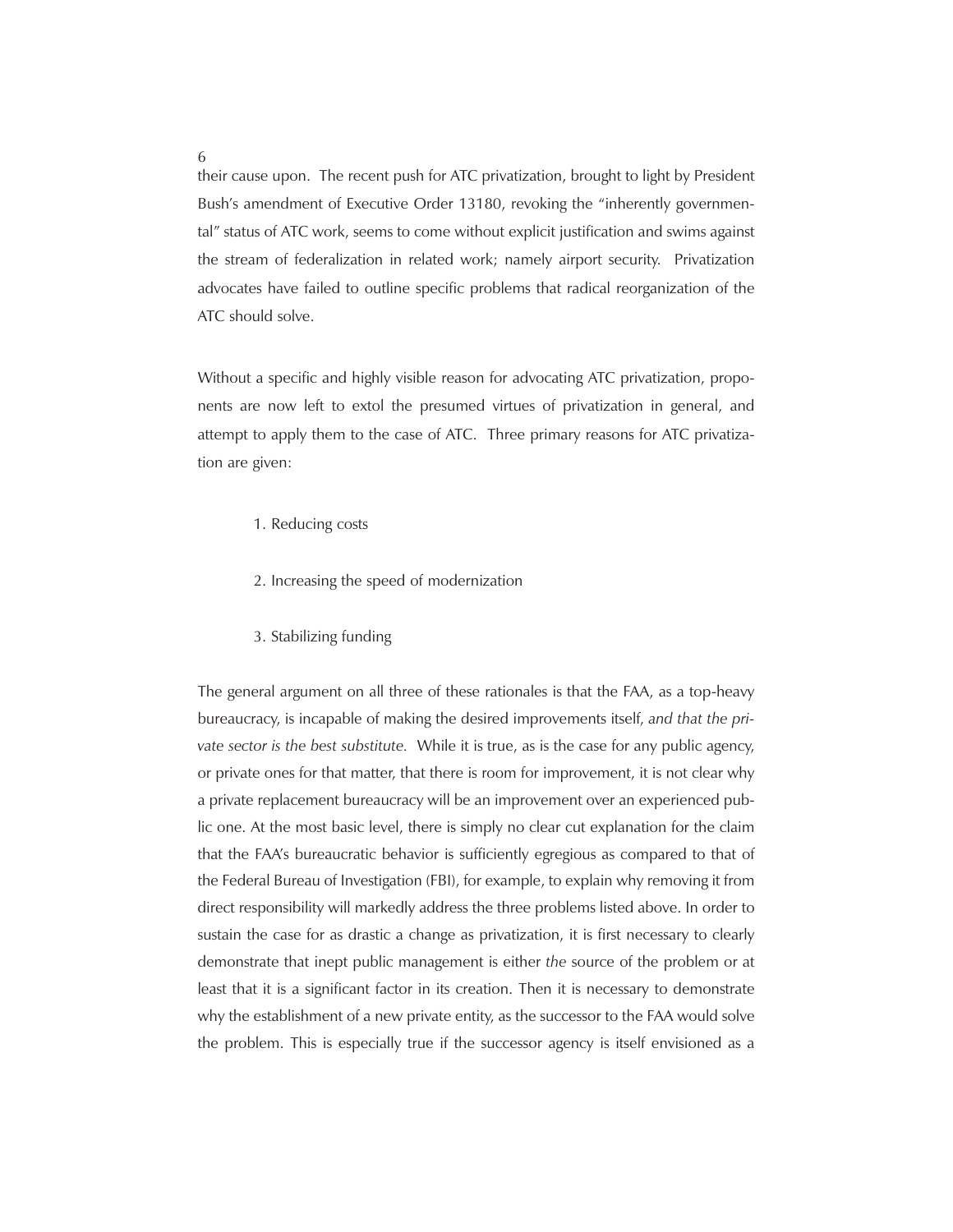their cause upon. The recent push for ATC privatization, brought to light by President Bush's amendment of Executive Order 13180, revoking the "inherently governmental" status of ATC work, seems to come without explicit justification and swims against the stream of federalization in related work; namely airport security. Privatization advocates have failed to outline specific problems that radical reorganization of the ATC should solve.

Without a specific and highly visible reason for advocating ATC privatization, proponents are now left to extol the presumed virtues of privatization in general, and attempt to apply them to the case of ATC. Three primary reasons for ATC privatization are given:

1. Reducing costs
2. Increasing the speed of modernization
3. Stabilizing funding

The general argument on all three of these rationales is that the FAA, as a top-heavy bureaucracy, is incapable of making the desired improvements itself, *and that the private sector is the best substitute.* While it is true, as is the case for any public agency, or private ones for that matter, that there is room for improvement, it is not clear why a private replacement bureaucracy will be an improvement over an experienced public one. At the most basic level, there is simply no clear cut explanation for the claim that the FAA's bureaucratic behavior is sufficiently egregious as compared to that of the Federal Bureau of Investigation (FBI), for example, to explain why removing it from direct responsibility will markedly address the three problems listed above. In order to sustain the case for as drastic a change as privatization, it is first necessary to clearly demonstrate that inept public management is either *the* source of the problem or at least that it is a significant factor in its creation. Then it is necessary to demonstrate why the establishment of a new private entity, as the successor to the FAA would solve the problem. This is especially true if the successor agency is itself envisioned as a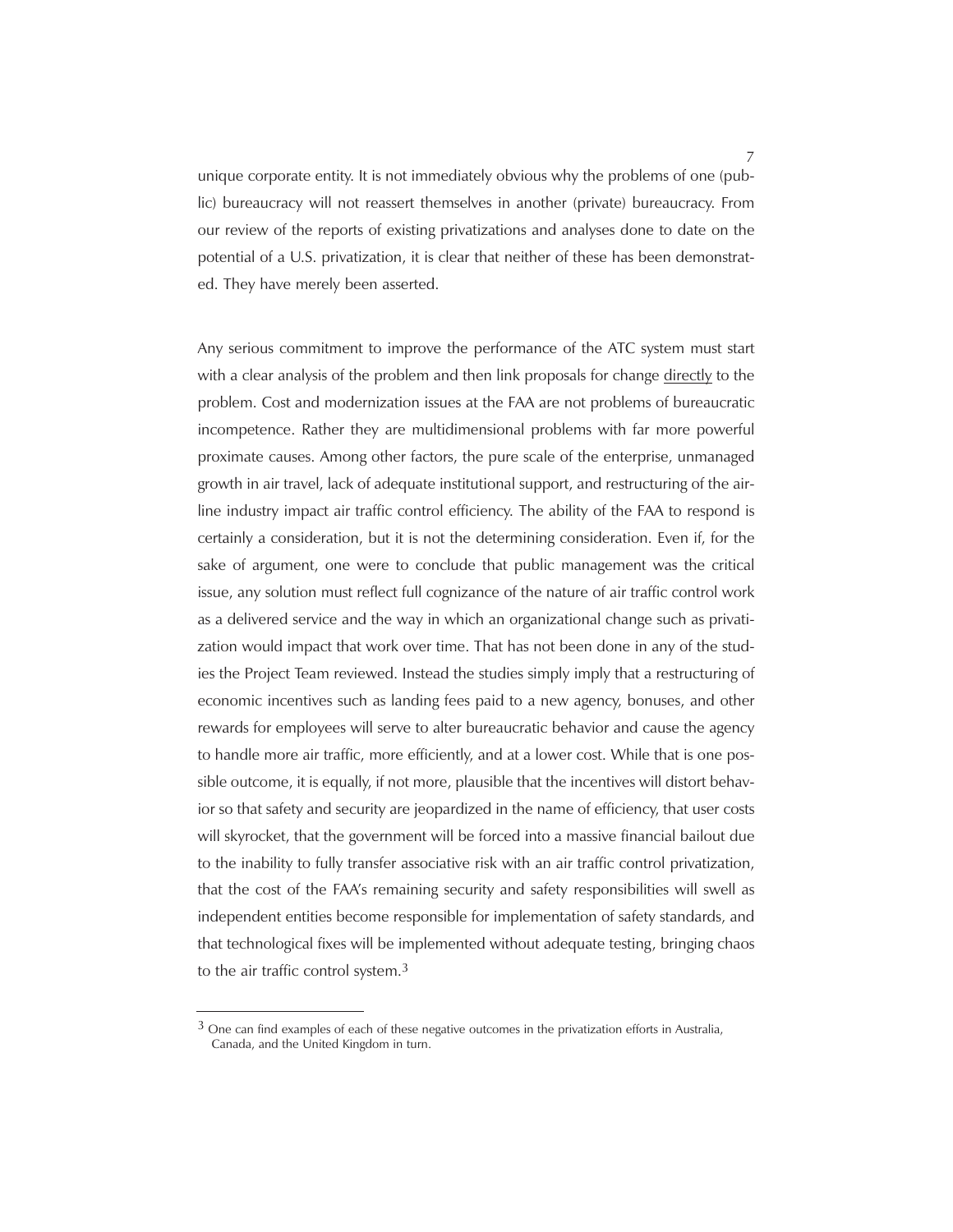unique corporate entity. It is not immediately obvious why the problems of one (public) bureaucracy will not reassert themselves in another (private) bureaucracy. From our review of the reports of existing privatizations and analyses done to date on the potential of a U.S. privatization, it is clear that neither of these has been demonstrated. They have merely been asserted.

Any serious commitment to improve the performance of the ATC system must start with a clear analysis of the problem and then link proposals for change <u>directly</u> to the problem. Cost and modernization issues at the FAA are not problems of bureaucratic incompetence. Rather they are multidimensional problems with far more powerful proximate causes. Among other factors, the pure scale of the enterprise, unmanaged growth in air travel, lack of adequate institutional support, and restructuring of the airline industry impact air traffic control efficiency. The ability of the FAA to respond is certainly a consideration, but it is not the determining consideration. Even if, for the sake of argument, one were to conclude that public management was the critical issue, any solution must reflect full cognizance of the nature of air traffic control work as a delivered service and the way in which an organizational change such as privatization would impact that work over time. That has not been done in any of the studies the Project Team reviewed. Instead the studies simply imply that a restructuring of economic incentives such as landing fees paid to a new agency, bonuses, and other rewards for employees will serve to alter bureaucratic behavior and cause the agency to handle more air traffic, more efficiently, and at a lower cost. While that is one possible outcome, it is equally, if not more, plausible that the incentives will distort behavior so that safety and security are jeopardized in the name of efficiency, that user costs will skyrocket, that the government will be forced into a massive financial bailout due to the inability to fully transfer associative risk with an air traffic control privatization, that the cost of the FAA's remaining security and safety responsibilities will swell as independent entities become responsible for implementation of safety standards, and that technological fixes will be implemented without adequate testing, bringing chaos to the air traffic control system.[3]

---

[3] One can find examples of each of these negative outcomes in the privatization efforts in Australia, Canada, and the United Kingdom in turn.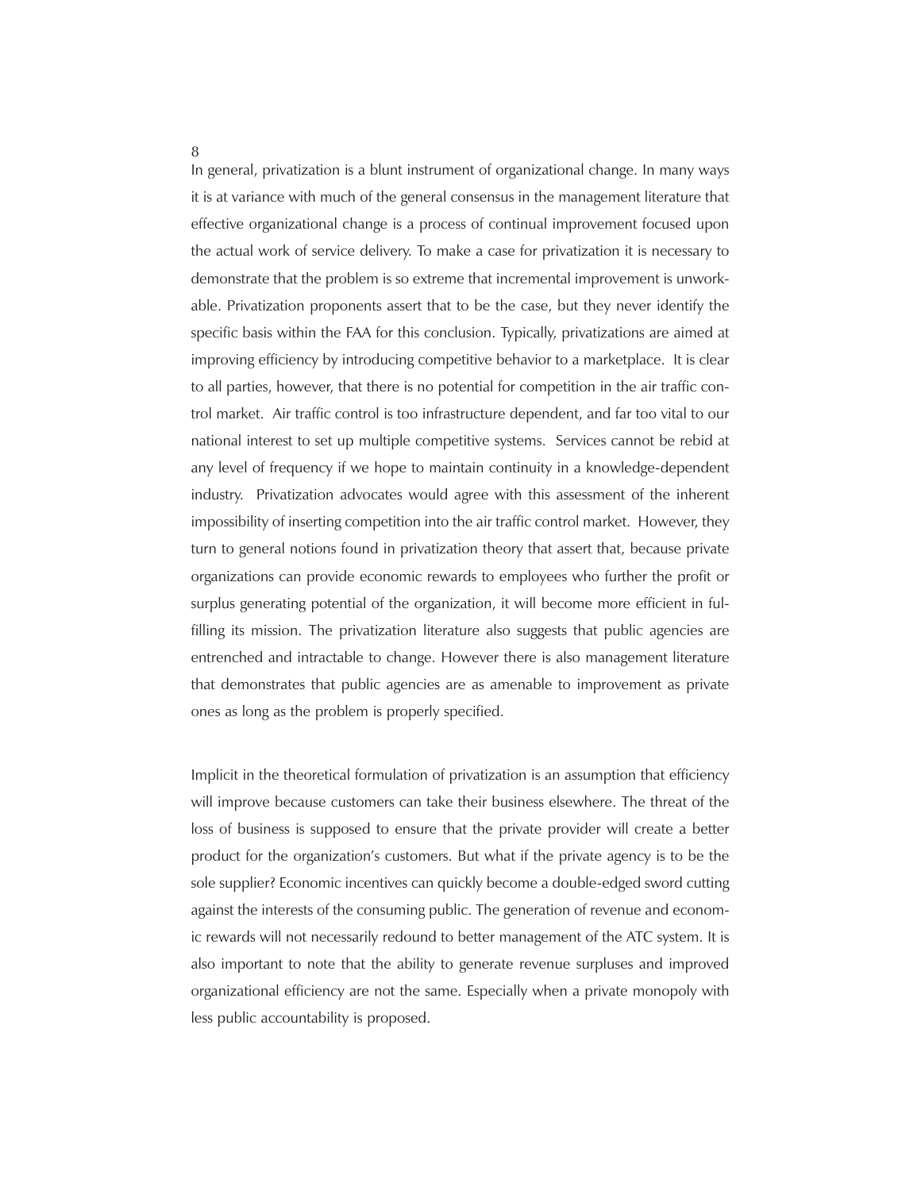In general, privatization is a blunt instrument of organizational change. In many ways it is at variance with much of the general consensus in the management literature that effective organizational change is a process of continual improvement focused upon the actual work of service delivery. To make a case for privatization it is necessary to demonstrate that the problem is so extreme that incremental improvement is unworkable. Privatization proponents assert that to be the case, but they never identify the specific basis within the FAA for this conclusion. Typically, privatizations are aimed at improving efficiency by introducing competitive behavior to a marketplace. It is clear to all parties, however, that there is no potential for competition in the air traffic control market. Air traffic control is too infrastructure dependent, and far too vital to our national interest to set up multiple competitive systems. Services cannot be rebid at any level of frequency if we hope to maintain continuity in a knowledge-dependent industry. Privatization advocates would agree with this assessment of the inherent impossibility of inserting competition into the air traffic control market. However, they turn to general notions found in privatization theory that assert that, because private organizations can provide economic rewards to employees who further the profit or surplus generating potential of the organization, it will become more efficient in fulfilling its mission. The privatization literature also suggests that public agencies are entrenched and intractable to change. However there is also management literature that demonstrates that public agencies are as amenable to improvement as private ones as long as the problem is properly specified.

Implicit in the theoretical formulation of privatization is an assumption that efficiency will improve because customers can take their business elsewhere. The threat of the loss of business is supposed to ensure that the private provider will create a better product for the organization's customers. But what if the private agency is to be the sole supplier? Economic incentives can quickly become a double-edged sword cutting against the interests of the consuming public. The generation of revenue and economic rewards will not necessarily redound to better management of the ATC system. It is also important to note that the ability to generate revenue surpluses and improved organizational efficiency are not the same. Especially when a private monopoly with less public accountability is proposed.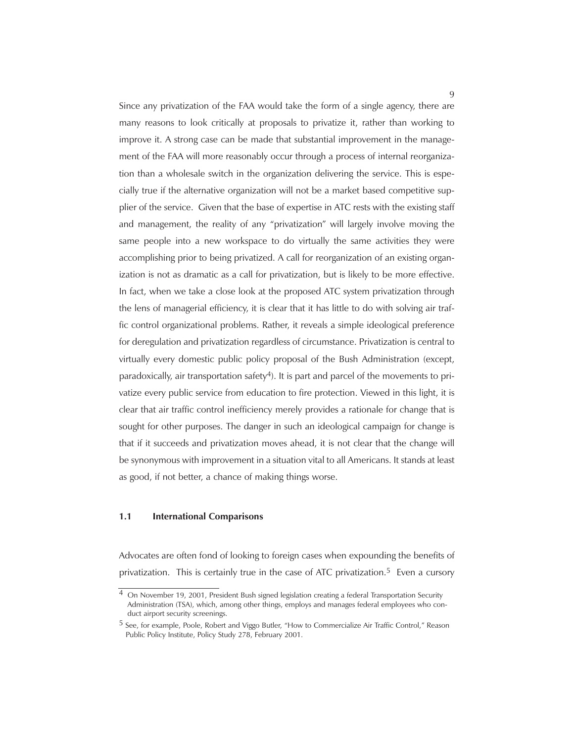Since any privatization of the FAA would take the form of a single agency, there are many reasons to look critically at proposals to privatize it, rather than working to improve it. A strong case can be made that substantial improvement in the management of the FAA will more reasonably occur through a process of internal reorganization than a wholesale switch in the organization delivering the service. This is especially true if the alternative organization will not be a market based competitive supplier of the service. Given that the base of expertise in ATC rests with the existing staff and management, the reality of any "privatization" will largely involve moving the same people into a new workspace to do virtually the same activities they were accomplishing prior to being privatized. A call for reorganization of an existing organization is not as dramatic as a call for privatization, but is likely to be more effective. In fact, when we take a close look at the proposed ATC system privatization through the lens of managerial efficiency, it is clear that it has little to do with solving air traffic control organizational problems. Rather, it reveals a simple ideological preference for deregulation and privatization regardless of circumstance. Privatization is central to virtually every domestic public policy proposal of the Bush Administration (except, paradoxically, air transportation safety[4]). It is part and parcel of the movements to privatize every public service from education to fire protection. Viewed in this light, it is clear that air traffic control inefficiency merely provides a rationale for change that is sought for other purposes. The danger in such an ideological campaign for change is that if it succeeds and privatization moves ahead, it is not clear that the change will be synonymous with improvement in a situation vital to all Americans. It stands at least as good, if not better, a chance of making things worse.

### 1.1 International Comparisons

Advocates are often fond of looking to foreign cases when expounding the benefits of privatization. This is certainly true in the case of ATC privatization.[5] Even a cursory

---

[4] On November 19, 2001, President Bush signed legislation creating a federal Transportation Security Administration (TSA), which, among other things, employs and manages federal employees who conduct airport security screenings.

[5] See, for example, Poole, Robert and Viggo Butler, "How to Commercialize Air Traffic Control," Reason Public Policy Institute, Policy Study 278, February 2001.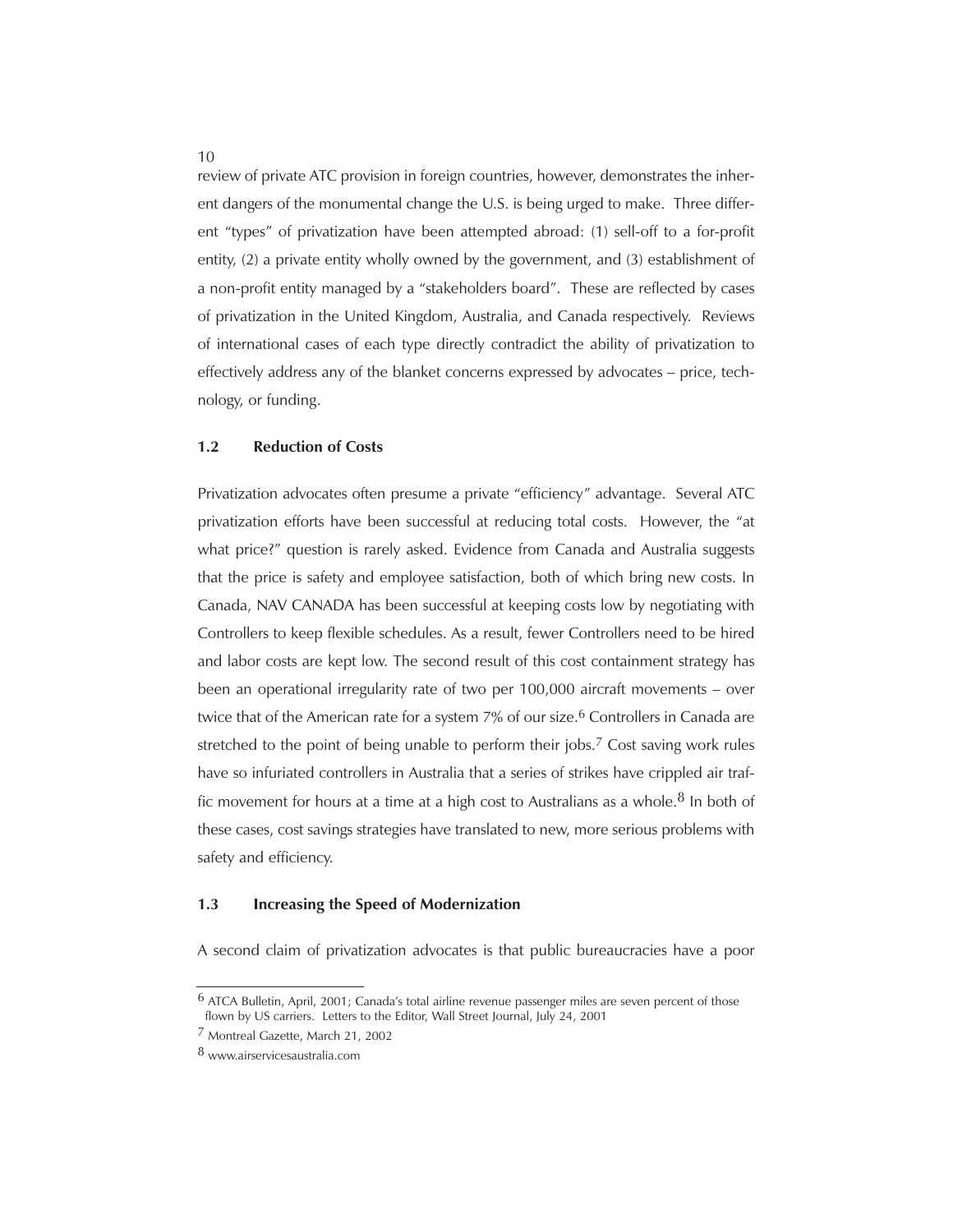review of private ATC provision in foreign countries, however, demonstrates the inherent dangers of the monumental change the U.S. is being urged to make. Three different "types" of privatization have been attempted abroad: (1) sell-off to a for-profit entity, (2) a private entity wholly owned by the government, and (3) establishment of a non-profit entity managed by a "stakeholders board". These are reflected by cases of privatization in the United Kingdom, Australia, and Canada respectively. Reviews of international cases of each type directly contradict the ability of privatization to effectively address any of the blanket concerns expressed by advocates – price, technology, or funding.

### 1.2 Reduction of Costs

Privatization advocates often presume a private "efficiency" advantage. Several ATC privatization efforts have been successful at reducing total costs. However, the "at what price?" question is rarely asked. Evidence from Canada and Australia suggests that the price is safety and employee satisfaction, both of which bring new costs. In Canada, NAV CANADA has been successful at keeping costs low by negotiating with Controllers to keep flexible schedules. As a result, fewer Controllers need to be hired and labor costs are kept low. The second result of this cost containment strategy has been an operational irregularity rate of two per 100,000 aircraft movements – over twice that of the American rate for a system 7% of our size.[6] Controllers in Canada are stretched to the point of being unable to perform their jobs.[7] Cost saving work rules have so infuriated controllers in Australia that a series of strikes have crippled air traffic movement for hours at a time at a high cost to Australians as a whole.[8] In both of these cases, cost savings strategies have translated to new, more serious problems with safety and efficiency.

### 1.3 Increasing the Speed of Modernization

A second claim of privatization advocates is that public bureaucracies have a poor

---

[6] ATCA Bulletin, April, 2001; Canada's total airline revenue passenger miles are seven percent of those flown by US carriers. Letters to the Editor, Wall Street Journal, July 24, 2001

[7] Montreal Gazette, March 21, 2002

[8] www.airservicesaustralia.com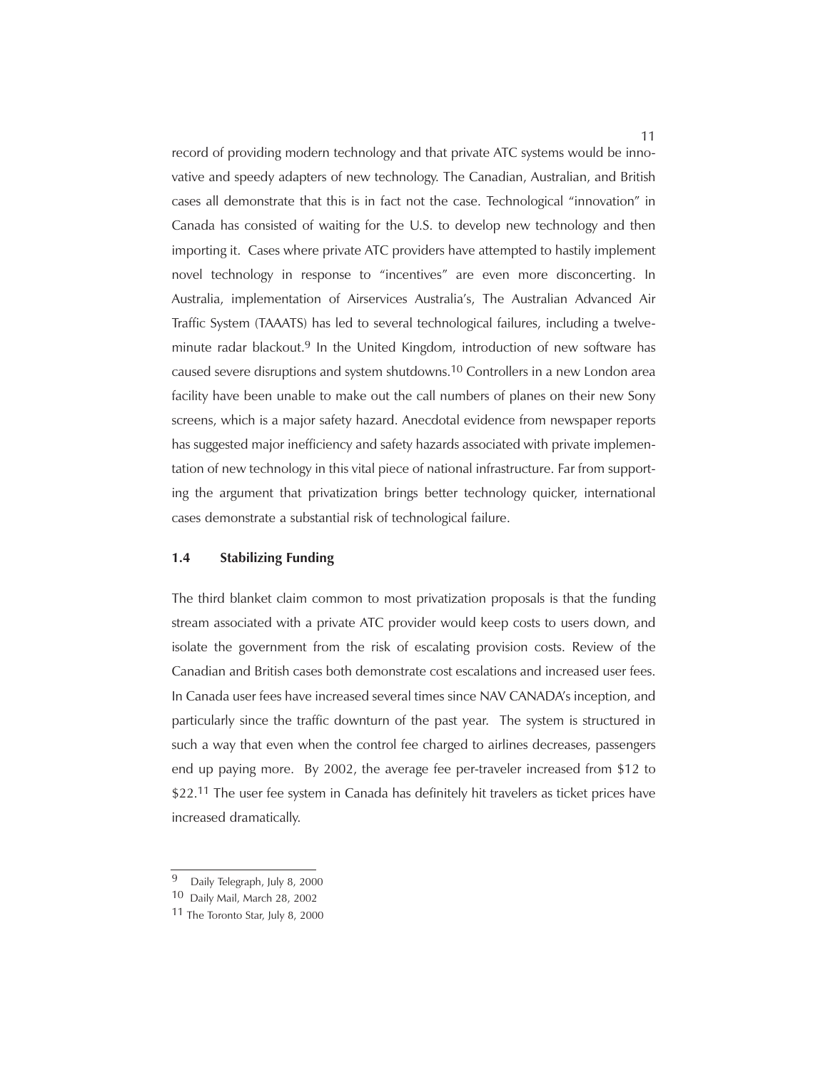record of providing modern technology and that private ATC systems would be innovative and speedy adapters of new technology. The Canadian, Australian, and British cases all demonstrate that this is in fact not the case. Technological "innovation" in Canada has consisted of waiting for the U.S. to develop new technology and then importing it. Cases where private ATC providers have attempted to hastily implement novel technology in response to "incentives" are even more disconcerting. In Australia, implementation of Airservices Australia's, The Australian Advanced Air Traffic System (TAAATS) has led to several technological failures, including a twelve-minute radar blackout.[9] In the United Kingdom, introduction of new software has caused severe disruptions and system shutdowns.[10] Controllers in a new London area facility have been unable to make out the call numbers of planes on their new Sony screens, which is a major safety hazard. Anecdotal evidence from newspaper reports has suggested major inefficiency and safety hazards associated with private implementation of new technology in this vital piece of national infrastructure. Far from supporting the argument that privatization brings better technology quicker, international cases demonstrate a substantial risk of technological failure.

### 1.4 Stabilizing Funding

The third blanket claim common to most privatization proposals is that the funding stream associated with a private ATC provider would keep costs to users down, and isolate the government from the risk of escalating provision costs. Review of the Canadian and British cases both demonstrate cost escalations and increased user fees. In Canada user fees have increased several times since NAV CANADA's inception, and particularly since the traffic downturn of the past year. The system is structured in such a way that even when the control fee charged to airlines decreases, passengers end up paying more. By 2002, the average fee per-traveler increased from $12 to $22.[11] The user fee system in Canada has definitely hit travelers as ticket prices have increased dramatically.

---

[9] Daily Telegraph, July 8, 2000

[10] Daily Mail, March 28, 2002

[11] The Toronto Star, July 8, 2000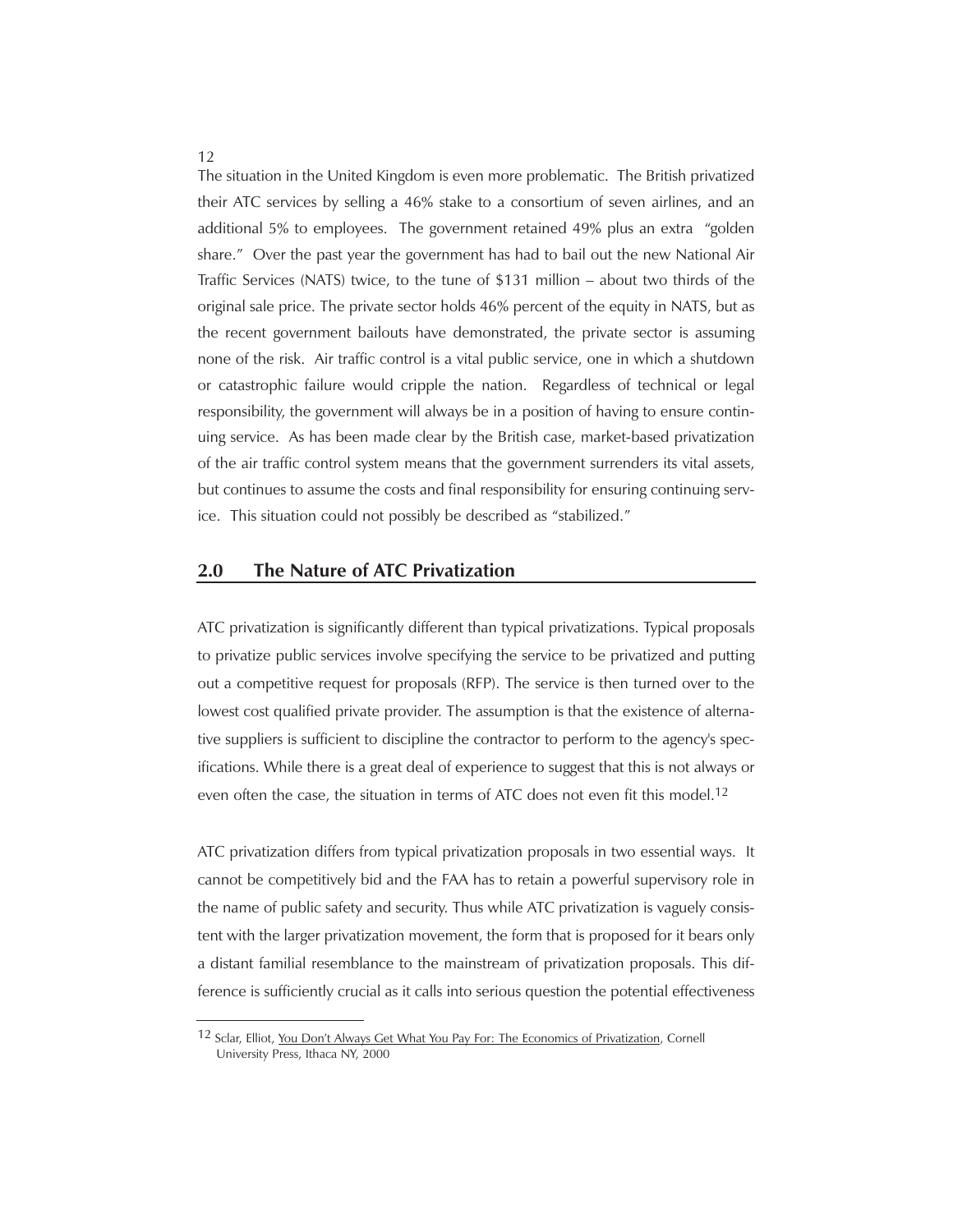The situation in the United Kingdom is even more problematic. The British privatized their ATC services by selling a 46% stake to a consortium of seven airlines, and an additional 5% to employees. The government retained 49% plus an extra "golden share." Over the past year the government has had to bail out the new National Air Traffic Services (NATS) twice, to the tune of $131 million – about two thirds of the original sale price. The private sector holds 46% percent of the equity in NATS, but as the recent government bailouts have demonstrated, the private sector is assuming none of the risk. Air traffic control is a vital public service, one in which a shutdown or catastrophic failure would cripple the nation. Regardless of technical or legal responsibility, the government will always be in a position of having to ensure continuing service. As has been made clear by the British case, market-based privatization of the air traffic control system means that the government surrenders its vital assets, but continues to assume the costs and final responsibility for ensuring continuing service. This situation could not possibly be described as "stabilized."

## 2.0 The Nature of ATC Privatization

ATC privatization is significantly different than typical privatizations. Typical proposals to privatize public services involve specifying the service to be privatized and putting out a competitive request for proposals (RFP). The service is then turned over to the lowest cost qualified private provider. The assumption is that the existence of alternative suppliers is sufficient to discipline the contractor to perform to the agency's specifications. While there is a great deal of experience to suggest that this is not always or even often the case, the situation in terms of ATC does not even fit this model.[12]

ATC privatization differs from typical privatization proposals in two essential ways. It cannot be competitively bid and the FAA has to retain a powerful supervisory role in the name of public safety and security. Thus while ATC privatization is vaguely consistent with the larger privatization movement, the form that is proposed for it bears only a distant familial resemblance to the mainstream of privatization proposals. This difference is sufficiently crucial as it calls into serious question the potential effectiveness

[12] Sclar, Elliot, You Don't Always Get What You Pay For: The Economics of Privatization, Cornell University Press, Ithaca NY, 2000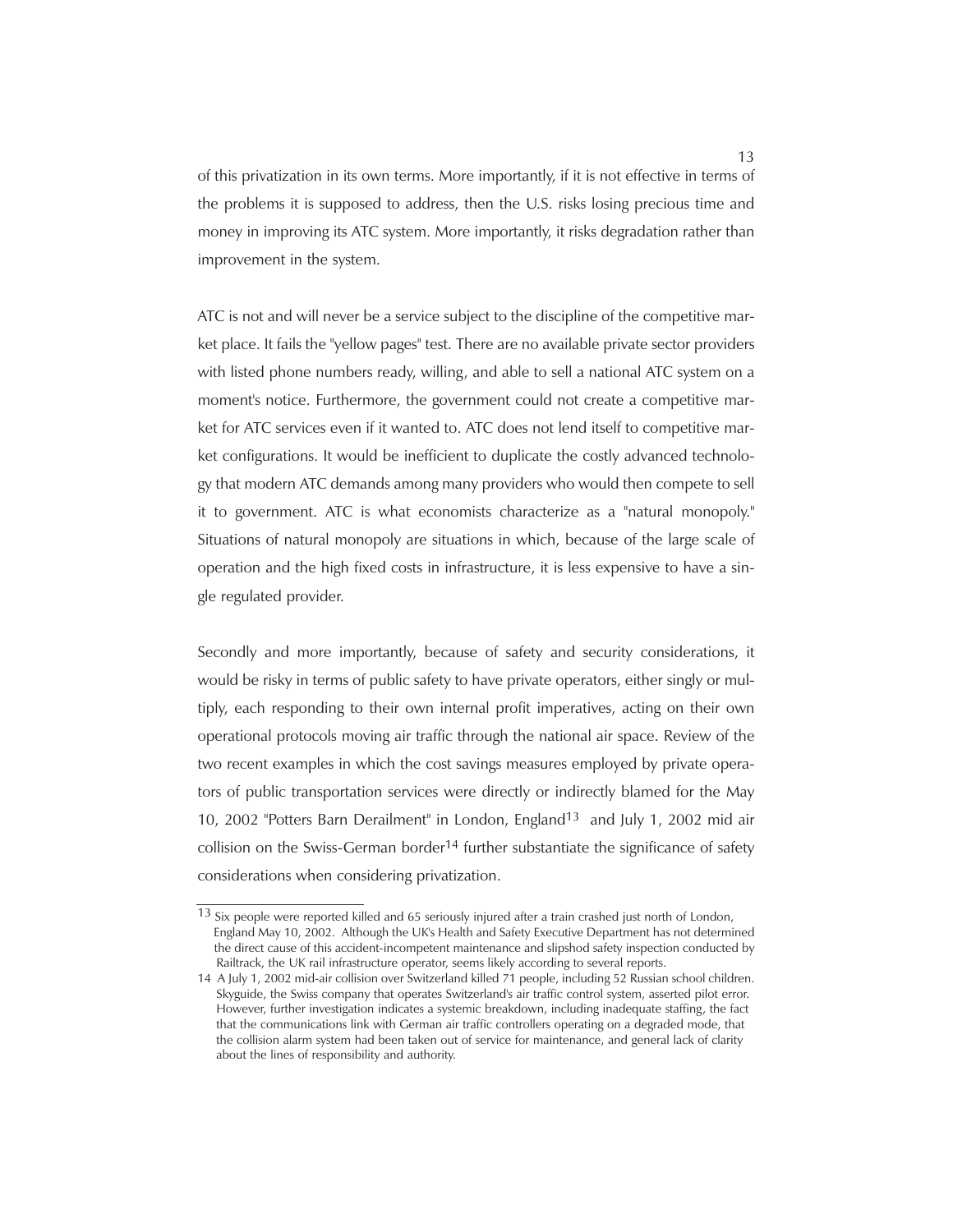of this privatization in its own terms. More importantly, if it is not effective in terms of the problems it is supposed to address, then the U.S. risks losing precious time and money in improving its ATC system. More importantly, it risks degradation rather than improvement in the system.

ATC is not and will never be a service subject to the discipline of the competitive market place. It fails the "yellow pages" test. There are no available private sector providers with listed phone numbers ready, willing, and able to sell a national ATC system on a moment's notice. Furthermore, the government could not create a competitive market for ATC services even if it wanted to. ATC does not lend itself to competitive market configurations. It would be inefficient to duplicate the costly advanced technology that modern ATC demands among many providers who would then compete to sell it to government. ATC is what economists characterize as a "natural monopoly." Situations of natural monopoly are situations in which, because of the large scale of operation and the high fixed costs in infrastructure, it is less expensive to have a single regulated provider.

Secondly and more importantly, because of safety and security considerations, it would be risky in terms of public safety to have private operators, either singly or multiply, each responding to their own internal profit imperatives, acting on their own operational protocols moving air traffic through the national air space. Review of the two recent examples in which the cost savings measures employed by private operators of public transportation services were directly or indirectly blamed for the May 10, 2002 "Potters Barn Derailment" in London, England[13] and July 1, 2002 mid air collision on the Swiss-German border[14] further substantiate the significance of safety considerations when considering privatization.

---

[13] Six people were reported killed and 65 seriously injured after a train crashed just north of London, England May 10, 2002. Although the UK's Health and Safety Executive Department has not determined the direct cause of this accident-incompetent maintenance and slipshod safety inspection conducted by Railtrack, the UK rail infrastructure operator, seems likely according to several reports.

[14] A July 1, 2002 mid-air collision over Switzerland killed 71 people, including 52 Russian school children. Skyguide, the Swiss company that operates Switzerland's air traffic control system, asserted pilot error. However, further investigation indicates a systemic breakdown, including inadequate staffing, the fact that the communications link with German air traffic controllers operating on a degraded mode, that the collision alarm system had been taken out of service for maintenance, and general lack of clarity about the lines of responsibility and authority.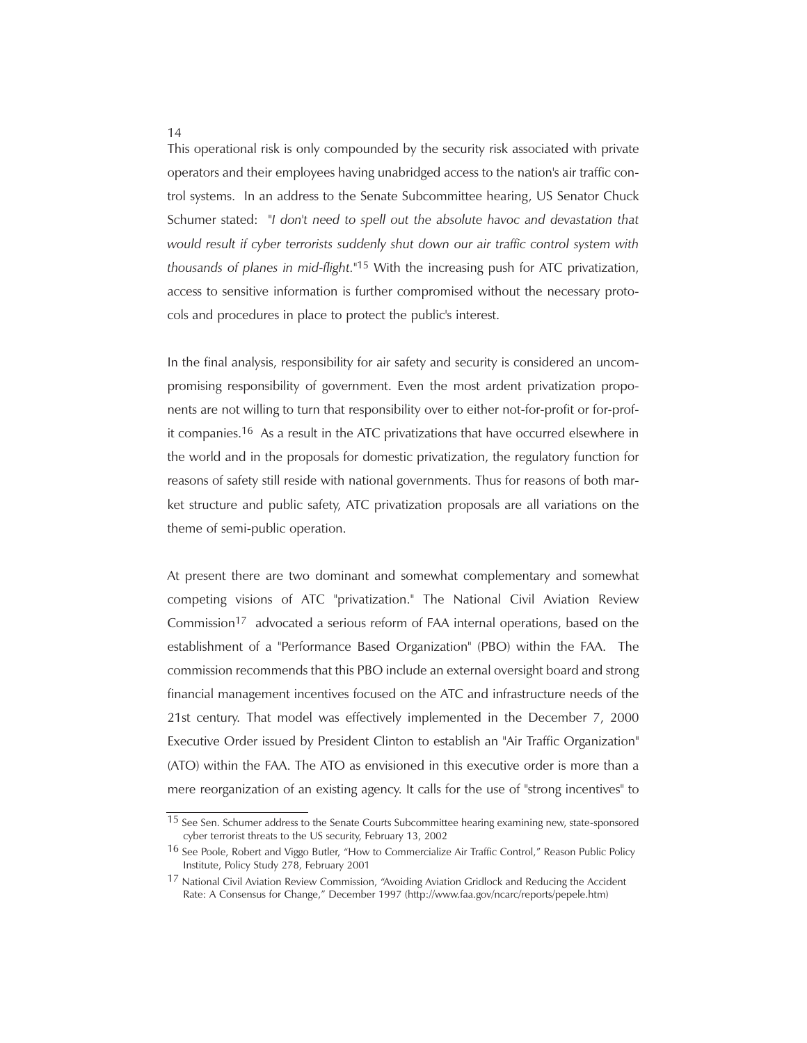This operational risk is only compounded by the security risk associated with private operators and their employees having unabridged access to the nation's air traffic control systems. In an address to the Senate Subcommittee hearing, US Senator Chuck Schumer stated: *"I don't need to spell out the absolute havoc and devastation that would result if cyber terrorists suddenly shut down our air traffic control system with thousands of planes in mid-flight."*[15] With the increasing push for ATC privatization, access to sensitive information is further compromised without the necessary protocols and procedures in place to protect the public's interest.

In the final analysis, responsibility for air safety and security is considered an uncompromising responsibility of government. Even the most ardent privatization proponents are not willing to turn that responsibility over to either not-for-profit or for-profit companies.[16] As a result in the ATC privatizations that have occurred elsewhere in the world and in the proposals for domestic privatization, the regulatory function for reasons of safety still reside with national governments. Thus for reasons of both market structure and public safety, ATC privatization proposals are all variations on the theme of semi-public operation.

At present there are two dominant and somewhat complementary and somewhat competing visions of ATC "privatization." The National Civil Aviation Review Commission[17] advocated a serious reform of FAA internal operations, based on the establishment of a "Performance Based Organization" (PBO) within the FAA. The commission recommends that this PBO include an external oversight board and strong financial management incentives focused on the ATC and infrastructure needs of the 21st century. That model was effectively implemented in the December 7, 2000 Executive Order issued by President Clinton to establish an "Air Traffic Organization" (ATO) within the FAA. The ATO as envisioned in this executive order is more than a mere reorganization of an existing agency. It calls for the use of "strong incentives" to

---

[15] See Sen. Schumer address to the Senate Courts Subcommittee hearing examining new, state-sponsored cyber terrorist threats to the US security, February 13, 2002

[16] See Poole, Robert and Viggo Butler, "How to Commercialize Air Traffic Control," Reason Public Policy Institute, Policy Study 278, February 2001

[17] National Civil Aviation Review Commission, "Avoiding Aviation Gridlock and Reducing the Accident Rate: A Consensus for Change," December 1997 (http://www.faa.gov/ncarc/reports/pepele.htm)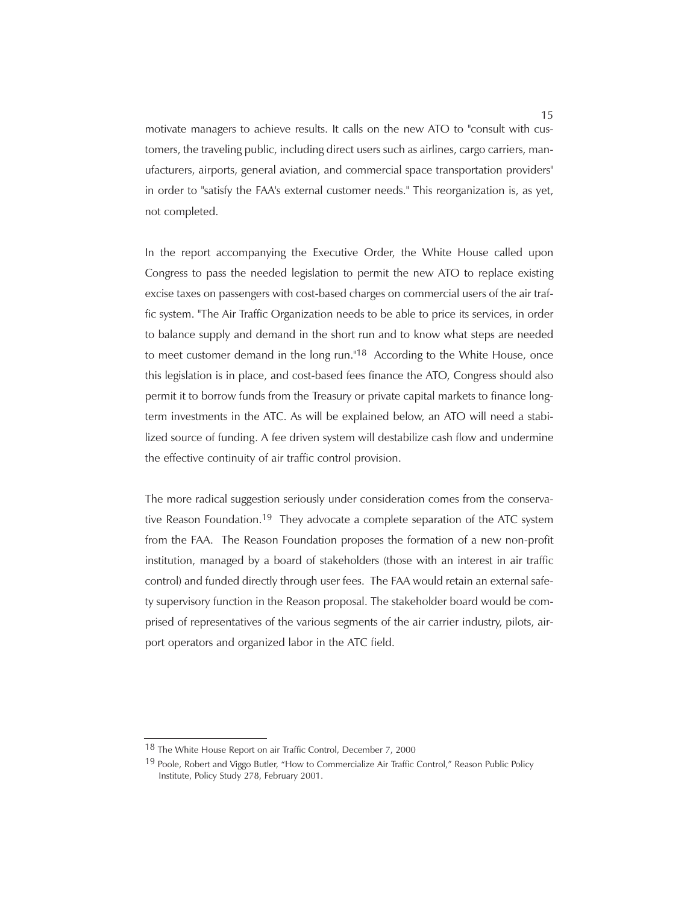motivate managers to achieve results. It calls on the new ATO to "consult with customers, the traveling public, including direct users such as airlines, cargo carriers, manufacturers, airports, general aviation, and commercial space transportation providers" in order to "satisfy the FAA's external customer needs." This reorganization is, as yet, not completed.

In the report accompanying the Executive Order, the White House called upon Congress to pass the needed legislation to permit the new ATO to replace existing excise taxes on passengers with cost-based charges on commercial users of the air traffic system. "The Air Traffic Organization needs to be able to price its services, in order to balance supply and demand in the short run and to know what steps are needed to meet customer demand in the long run."[18] According to the White House, once this legislation is in place, and cost-based fees finance the ATO, Congress should also permit it to borrow funds from the Treasury or private capital markets to finance long-term investments in the ATC. As will be explained below, an ATO will need a stabilized source of funding. A fee driven system will destabilize cash flow and undermine the effective continuity of air traffic control provision.

The more radical suggestion seriously under consideration comes from the conservative Reason Foundation.[19] They advocate a complete separation of the ATC system from the FAA. The Reason Foundation proposes the formation of a new non-profit institution, managed by a board of stakeholders (those with an interest in air traffic control) and funded directly through user fees. The FAA would retain an external safety supervisory function in the Reason proposal. The stakeholder board would be comprised of representatives of the various segments of the air carrier industry, pilots, airport operators and organized labor in the ATC field.

---

[18] The White House Report on air Traffic Control, December 7, 2000

[19] Poole, Robert and Viggo Butler, "How to Commercialize Air Traffic Control," Reason Public Policy Institute, Policy Study 278, February 2001.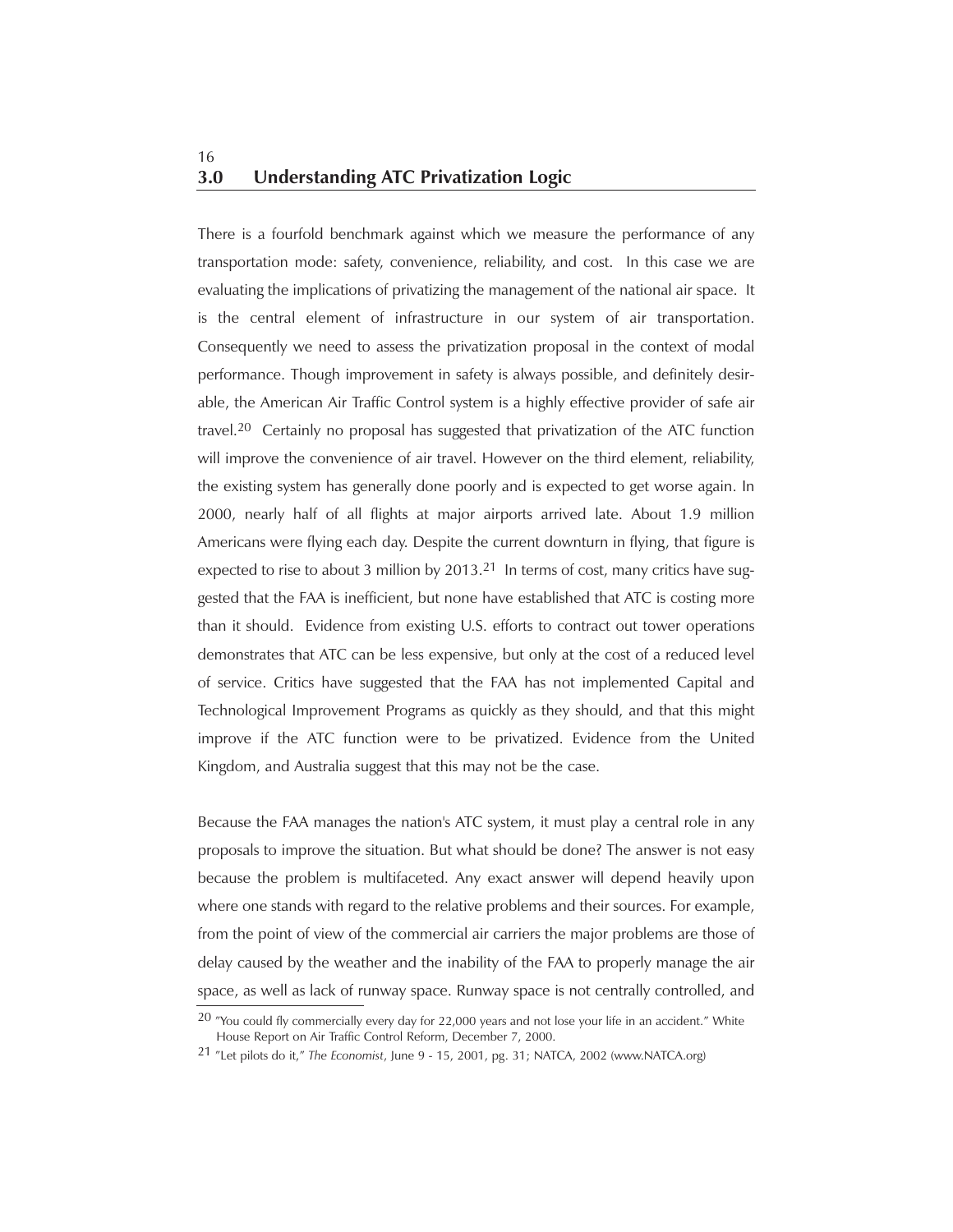## 3.0 Understanding ATC Privatization Logic

There is a fourfold benchmark against which we measure the performance of any transportation mode: safety, convenience, reliability, and cost. In this case we are evaluating the implications of privatizing the management of the national air space. It is the central element of infrastructure in our system of air transportation. Consequently we need to assess the privatization proposal in the context of modal performance. Though improvement in safety is always possible, and definitely desirable, the American Air Traffic Control system is a highly effective provider of safe air travel.[20] Certainly no proposal has suggested that privatization of the ATC function will improve the convenience of air travel. However on the third element, reliability, the existing system has generally done poorly and is expected to get worse again. In 2000, nearly half of all flights at major airports arrived late. About 1.9 million Americans were flying each day. Despite the current downturn in flying, that figure is expected to rise to about 3 million by 2013.[21] In terms of cost, many critics have suggested that the FAA is inefficient, but none have established that ATC is costing more than it should. Evidence from existing U.S. efforts to contract out tower operations demonstrates that ATC can be less expensive, but only at the cost of a reduced level of service. Critics have suggested that the FAA has not implemented Capital and Technological Improvement Programs as quickly as they should, and that this might improve if the ATC function were to be privatized. Evidence from the United Kingdom, and Australia suggest that this may not be the case.

Because the FAA manages the nation's ATC system, it must play a central role in any proposals to improve the situation. But what should be done? The answer is not easy because the problem is multifaceted. Any exact answer will depend heavily upon where one stands with regard to the relative problems and their sources. For example, from the point of view of the commercial air carriers the major problems are those of delay caused by the weather and the inability of the FAA to properly manage the air space, as well as lack of runway space. Runway space is not centrally controlled, and

---

[20] "You could fly commercially every day for 22,000 years and not lose your life in an accident." White House Report on Air Traffic Control Reform, December 7, 2000.

[21] "Let pilots do it," *The Economist*, June 9 - 15, 2001, pg. 31; NATCA, 2002 (www.NATCA.org)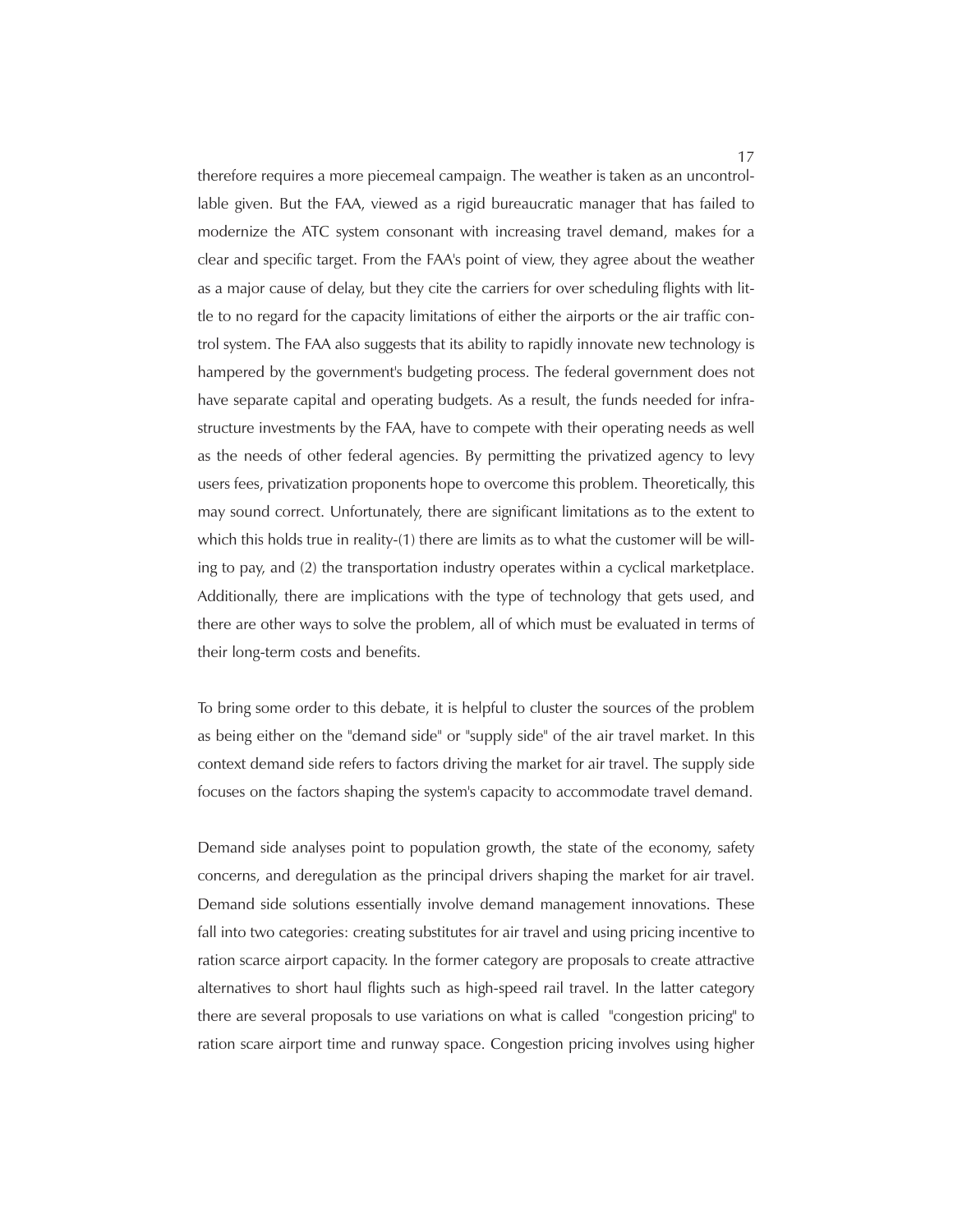therefore requires a more piecemeal campaign. The weather is taken as an uncontrollable given. But the FAA, viewed as a rigid bureaucratic manager that has failed to modernize the ATC system consonant with increasing travel demand, makes for a clear and specific target. From the FAA's point of view, they agree about the weather as a major cause of delay, but they cite the carriers for over scheduling flights with little to no regard for the capacity limitations of either the airports or the air traffic control system. The FAA also suggests that its ability to rapidly innovate new technology is hampered by the government's budgeting process. The federal government does not have separate capital and operating budgets. As a result, the funds needed for infrastructure investments by the FAA, have to compete with their operating needs as well as the needs of other federal agencies. By permitting the privatized agency to levy users fees, privatization proponents hope to overcome this problem. Theoretically, this may sound correct. Unfortunately, there are significant limitations as to the extent to which this holds true in reality-(1) there are limits as to what the customer will be willing to pay, and (2) the transportation industry operates within a cyclical marketplace. Additionally, there are implications with the type of technology that gets used, and there are other ways to solve the problem, all of which must be evaluated in terms of their long-term costs and benefits.

To bring some order to this debate, it is helpful to cluster the sources of the problem as being either on the "demand side" or "supply side" of the air travel market. In this context demand side refers to factors driving the market for air travel. The supply side focuses on the factors shaping the system's capacity to accommodate travel demand.

Demand side analyses point to population growth, the state of the economy, safety concerns, and deregulation as the principal drivers shaping the market for air travel. Demand side solutions essentially involve demand management innovations. These fall into two categories: creating substitutes for air travel and using pricing incentive to ration scarce airport capacity. In the former category are proposals to create attractive alternatives to short haul flights such as high-speed rail travel. In the latter category there are several proposals to use variations on what is called "congestion pricing" to ration scare airport time and runway space. Congestion pricing involves using higher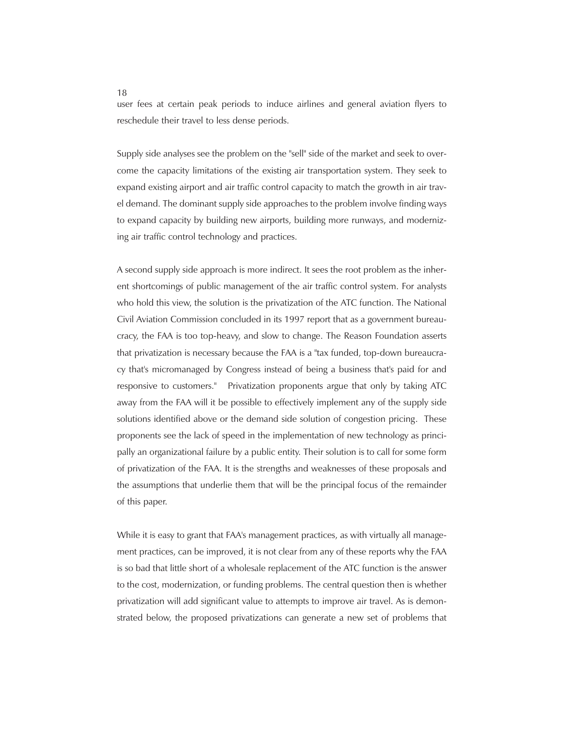user fees at certain peak periods to induce airlines and general aviation flyers to reschedule their travel to less dense periods.

Supply side analyses see the problem on the "sell" side of the market and seek to overcome the capacity limitations of the existing air transportation system. They seek to expand existing airport and air traffic control capacity to match the growth in air travel demand. The dominant supply side approaches to the problem involve finding ways to expand capacity by building new airports, building more runways, and modernizing air traffic control technology and practices.

A second supply side approach is more indirect. It sees the root problem as the inherent shortcomings of public management of the air traffic control system. For analysts who hold this view, the solution is the privatization of the ATC function. The National Civil Aviation Commission concluded in its 1997 report that as a government bureaucracy, the FAA is too top-heavy, and slow to change. The Reason Foundation asserts that privatization is necessary because the FAA is a "tax funded, top-down bureaucracy that's micromanaged by Congress instead of being a business that's paid for and responsive to customers." Privatization proponents argue that only by taking ATC away from the FAA will it be possible to effectively implement any of the supply side solutions identified above or the demand side solution of congestion pricing. These proponents see the lack of speed in the implementation of new technology as principally an organizational failure by a public entity. Their solution is to call for some form of privatization of the FAA. It is the strengths and weaknesses of these proposals and the assumptions that underlie them that will be the principal focus of the remainder of this paper.

While it is easy to grant that FAA's management practices, as with virtually all management practices, can be improved, it is not clear from any of these reports why the FAA is so bad that little short of a wholesale replacement of the ATC function is the answer to the cost, modernization, or funding problems. The central question then is whether privatization will add significant value to attempts to improve air travel. As is demonstrated below, the proposed privatizations can generate a new set of problems that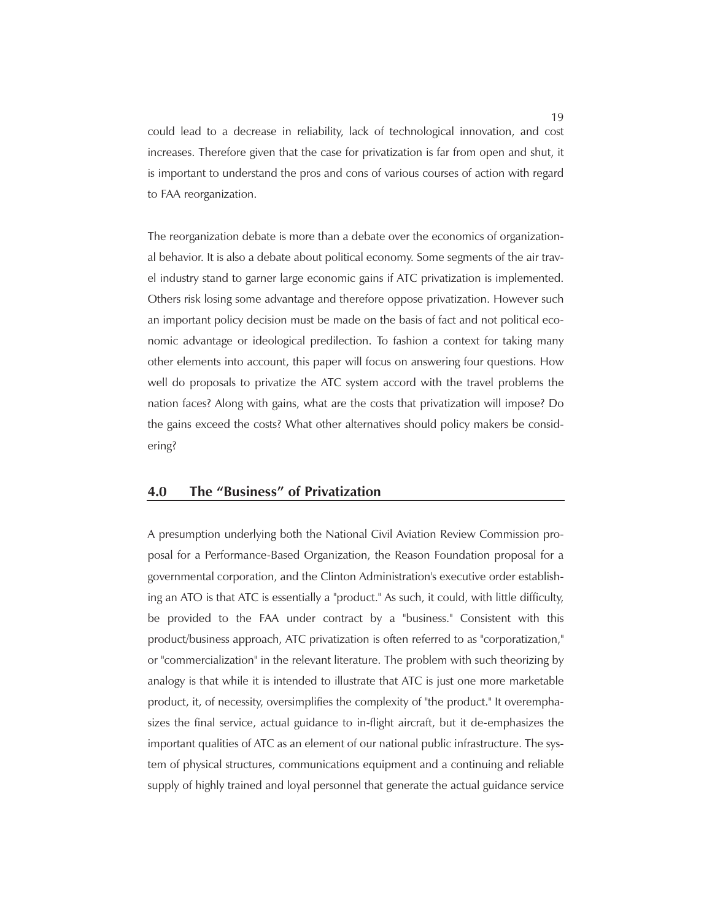could lead to a decrease in reliability, lack of technological innovation, and cost increases. Therefore given that the case for privatization is far from open and shut, it is important to understand the pros and cons of various courses of action with regard to FAA reorganization.

The reorganization debate is more than a debate over the economics of organizational behavior. It is also a debate about political economy. Some segments of the air travel industry stand to garner large economic gains if ATC privatization is implemented. Others risk losing some advantage and therefore oppose privatization. However such an important policy decision must be made on the basis of fact and not political economic advantage or ideological predilection. To fashion a context for taking many other elements into account, this paper will focus on answering four questions. How well do proposals to privatize the ATC system accord with the travel problems the nation faces? Along with gains, what are the costs that privatization will impose? Do the gains exceed the costs? What other alternatives should policy makers be considering?

## 4.0 The "Business" of Privatization

A presumption underlying both the National Civil Aviation Review Commission proposal for a Performance-Based Organization, the Reason Foundation proposal for a governmental corporation, and the Clinton Administration's executive order establishing an ATO is that ATC is essentially a "product." As such, it could, with little difficulty, be provided to the FAA under contract by a "business." Consistent with this product/business approach, ATC privatization is often referred to as "corporatization," or "commercialization" in the relevant literature. The problem with such theorizing by analogy is that while it is intended to illustrate that ATC is just one more marketable product, it, of necessity, oversimplifies the complexity of "the product." It overemphasizes the final service, actual guidance to in-flight aircraft, but it de-emphasizes the important qualities of ATC as an element of our national public infrastructure. The system of physical structures, communications equipment and a continuing and reliable supply of highly trained and loyal personnel that generate the actual guidance service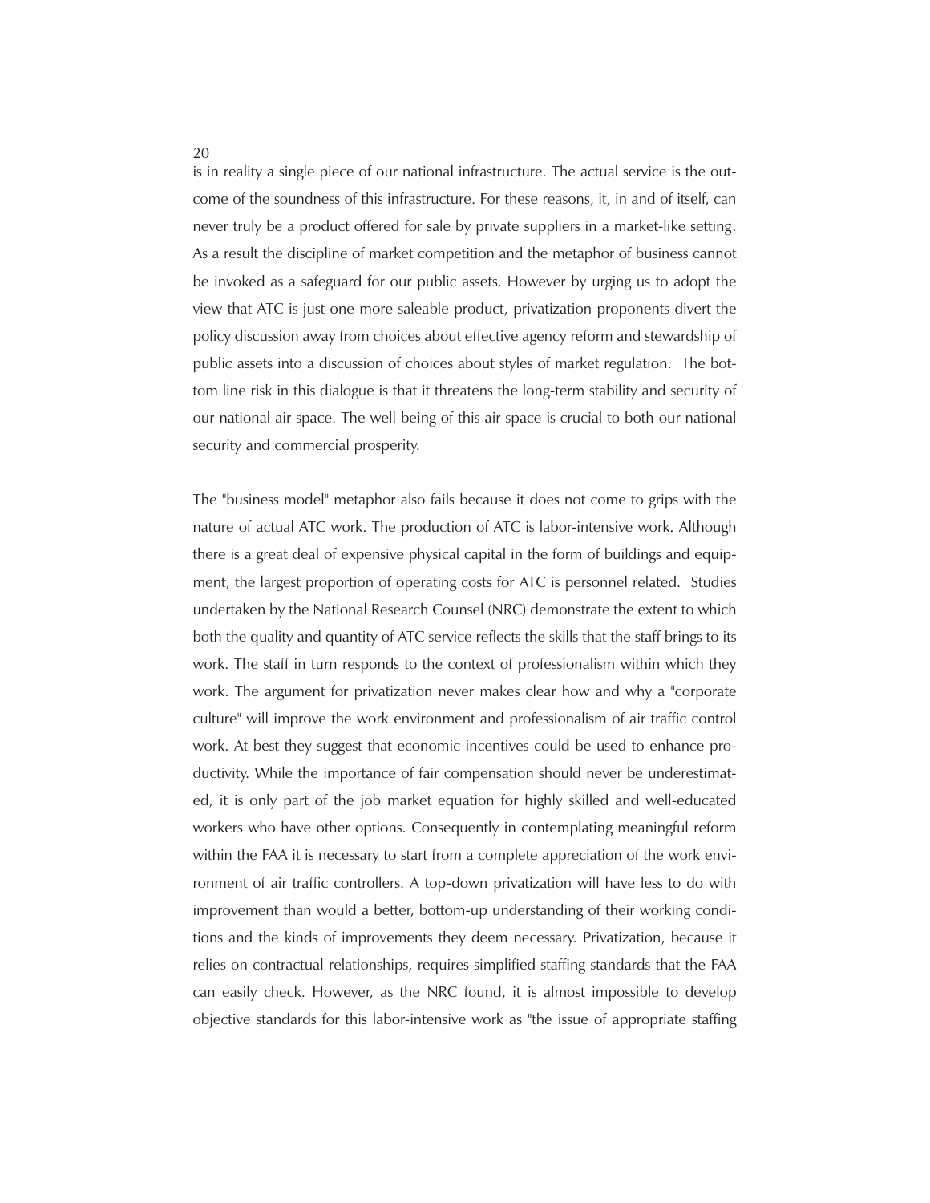is in reality a single piece of our national infrastructure. The actual service is the outcome of the soundness of this infrastructure. For these reasons, it, in and of itself, can never truly be a product offered for sale by private suppliers in a market-like setting. As a result the discipline of market competition and the metaphor of business cannot be invoked as a safeguard for our public assets. However by urging us to adopt the view that ATC is just one more saleable product, privatization proponents divert the policy discussion away from choices about effective agency reform and stewardship of public assets into a discussion of choices about styles of market regulation. The bottom line risk in this dialogue is that it threatens the long-term stability and security of our national air space. The well being of this air space is crucial to both our national security and commercial prosperity.

The "business model" metaphor also fails because it does not come to grips with the nature of actual ATC work. The production of ATC is labor-intensive work. Although there is a great deal of expensive physical capital in the form of buildings and equipment, the largest proportion of operating costs for ATC is personnel related. Studies undertaken by the National Research Counsel (NRC) demonstrate the extent to which both the quality and quantity of ATC service reflects the skills that the staff brings to its work. The staff in turn responds to the context of professionalism within which they work. The argument for privatization never makes clear how and why a "corporate culture" will improve the work environment and professionalism of air traffic control work. At best they suggest that economic incentives could be used to enhance productivity. While the importance of fair compensation should never be underestimated, it is only part of the job market equation for highly skilled and well-educated workers who have other options. Consequently in contemplating meaningful reform within the FAA it is necessary to start from a complete appreciation of the work environment of air traffic controllers. A top-down privatization will have less to do with improvement than would a better, bottom-up understanding of their working conditions and the kinds of improvements they deem necessary. Privatization, because it relies on contractual relationships, requires simplified staffing standards that the FAA can easily check. However, as the NRC found, it is almost impossible to develop objective standards for this labor-intensive work as "the issue of appropriate staffing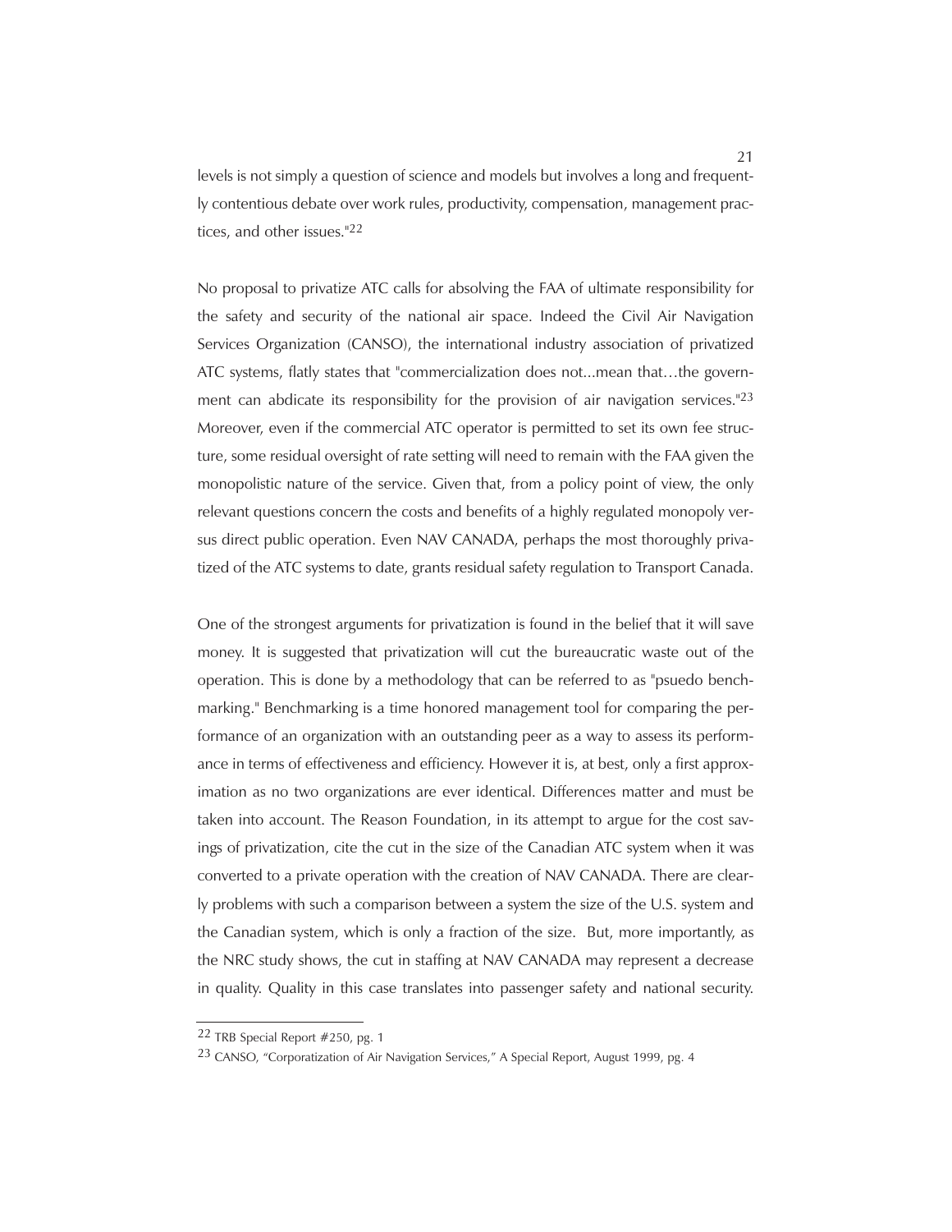levels is not simply a question of science and models but involves a long and frequently contentious debate over work rules, productivity, compensation, management practices, and other issues."[22]

No proposal to privatize ATC calls for absolving the FAA of ultimate responsibility for the safety and security of the national air space. Indeed the Civil Air Navigation Services Organization (CANSO), the international industry association of privatized ATC systems, flatly states that "commercialization does not...mean that…the government can abdicate its responsibility for the provision of air navigation services."[23] Moreover, even if the commercial ATC operator is permitted to set its own fee structure, some residual oversight of rate setting will need to remain with the FAA given the monopolistic nature of the service. Given that, from a policy point of view, the only relevant questions concern the costs and benefits of a highly regulated monopoly versus direct public operation. Even NAV CANADA, perhaps the most thoroughly privatized of the ATC systems to date, grants residual safety regulation to Transport Canada.

One of the strongest arguments for privatization is found in the belief that it will save money. It is suggested that privatization will cut the bureaucratic waste out of the operation. This is done by a methodology that can be referred to as "psuedo benchmarking." Benchmarking is a time honored management tool for comparing the performance of an organization with an outstanding peer as a way to assess its performance in terms of effectiveness and efficiency. However it is, at best, only a first approximation as no two organizations are ever identical. Differences matter and must be taken into account. The Reason Foundation, in its attempt to argue for the cost savings of privatization, cite the cut in the size of the Canadian ATC system when it was converted to a private operation with the creation of NAV CANADA. There are clearly problems with such a comparison between a system the size of the U.S. system and the Canadian system, which is only a fraction of the size. But, more importantly, as the NRC study shows, the cut in staffing at NAV CANADA may represent a decrease in quality. Quality in this case translates into passenger safety and national security.

[22] TRB Special Report #250, pg. 1

[23] CANSO, "Corporatization of Air Navigation Services," A Special Report, August 1999, pg. 4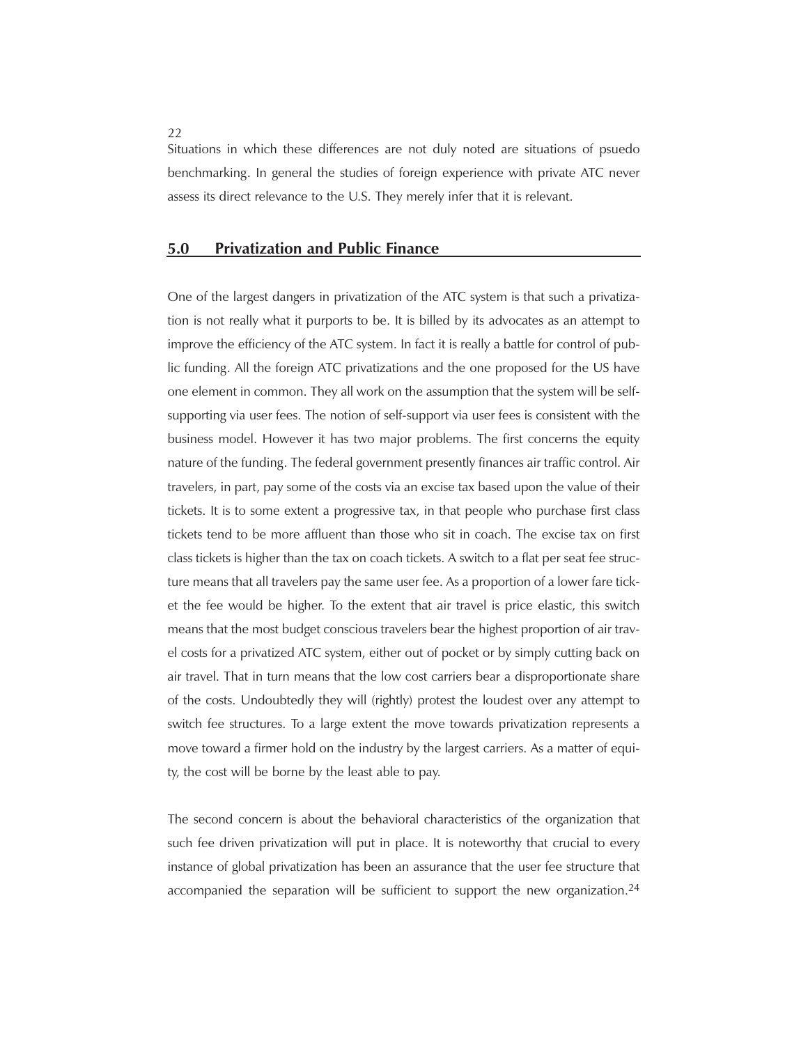Situations in which these differences are not duly noted are situations of psuedo benchmarking. In general the studies of foreign experience with private ATC never assess its direct relevance to the U.S. They merely infer that it is relevant.

## 5.0 Privatization and Public Finance

One of the largest dangers in privatization of the ATC system is that such a privatization is not really what it purports to be. It is billed by its advocates as an attempt to improve the efficiency of the ATC system. In fact it is really a battle for control of public funding. All the foreign ATC privatizations and the one proposed for the US have one element in common. They all work on the assumption that the system will be self-supporting via user fees. The notion of self-support via user fees is consistent with the business model. However it has two major problems. The first concerns the equity nature of the funding. The federal government presently finances air traffic control. Air travelers, in part, pay some of the costs via an excise tax based upon the value of their tickets. It is to some extent a progressive tax, in that people who purchase first class tickets tend to be more affluent than those who sit in coach. The excise tax on first class tickets is higher than the tax on coach tickets. A switch to a flat per seat fee structure means that all travelers pay the same user fee. As a proportion of a lower fare ticket the fee would be higher. To the extent that air travel is price elastic, this switch means that the most budget conscious travelers bear the highest proportion of air travel costs for a privatized ATC system, either out of pocket or by simply cutting back on air travel. That in turn means that the low cost carriers bear a disproportionate share of the costs. Undoubtedly they will (rightly) protest the loudest over any attempt to switch fee structures. To a large extent the move towards privatization represents a move toward a firmer hold on the industry by the largest carriers. As a matter of equity, the cost will be borne by the least able to pay.

The second concern is about the behavioral characteristics of the organization that such fee driven privatization will put in place. It is noteworthy that crucial to every instance of global privatization has been an assurance that the user fee structure that accompanied the separation will be sufficient to support the new organization.[24]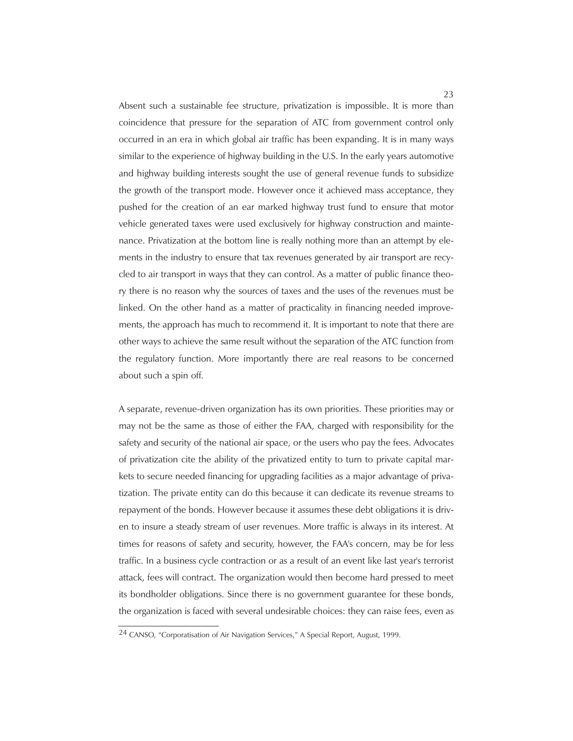Absent such a sustainable fee structure, privatization is impossible. It is more than coincidence that pressure for the separation of ATC from government control only occurred in an era in which global air traffic has been expanding. It is in many ways similar to the experience of highway building in the U.S. In the early years automotive and highway building interests sought the use of general revenue funds to subsidize the growth of the transport mode. However once it achieved mass acceptance, they pushed for the creation of an ear marked highway trust fund to ensure that motor vehicle generated taxes were used exclusively for highway construction and maintenance. Privatization at the bottom line is really nothing more than an attempt by elements in the industry to ensure that tax revenues generated by air transport are recycled to air transport in ways that they can control. As a matter of public finance theory there is no reason why the sources of taxes and the uses of the revenues must be linked. On the other hand as a matter of practicality in financing needed improvements, the approach has much to recommend it. It is important to note that there are other ways to achieve the same result without the separation of the ATC function from the regulatory function. More importantly there are real reasons to be concerned about such a spin off.

A separate, revenue-driven organization has its own priorities. These priorities may or may not be the same as those of either the FAA, charged with responsibility for the safety and security of the national air space, or the users who pay the fees. Advocates of privatization cite the ability of the privatized entity to turn to private capital markets to secure needed financing for upgrading facilities as a major advantage of privatization. The private entity can do this because it can dedicate its revenue streams to repayment of the bonds. However because it assumes these debt obligations it is driven to insure a steady stream of user revenues. More traffic is always in its interest. At times for reasons of safety and security, however, the FAA's concern, may be for less traffic. In a business cycle contraction or as a result of an event like last year's terrorist attack, fees will contract. The organization would then become hard pressed to meet its bondholder obligations. Since there is no government guarantee for these bonds, the organization is faced with several undesirable choices: they can raise fees, even as

[24] CANSO, "Corporatisation of Air Navigation Services," A Special Report, August, 1999.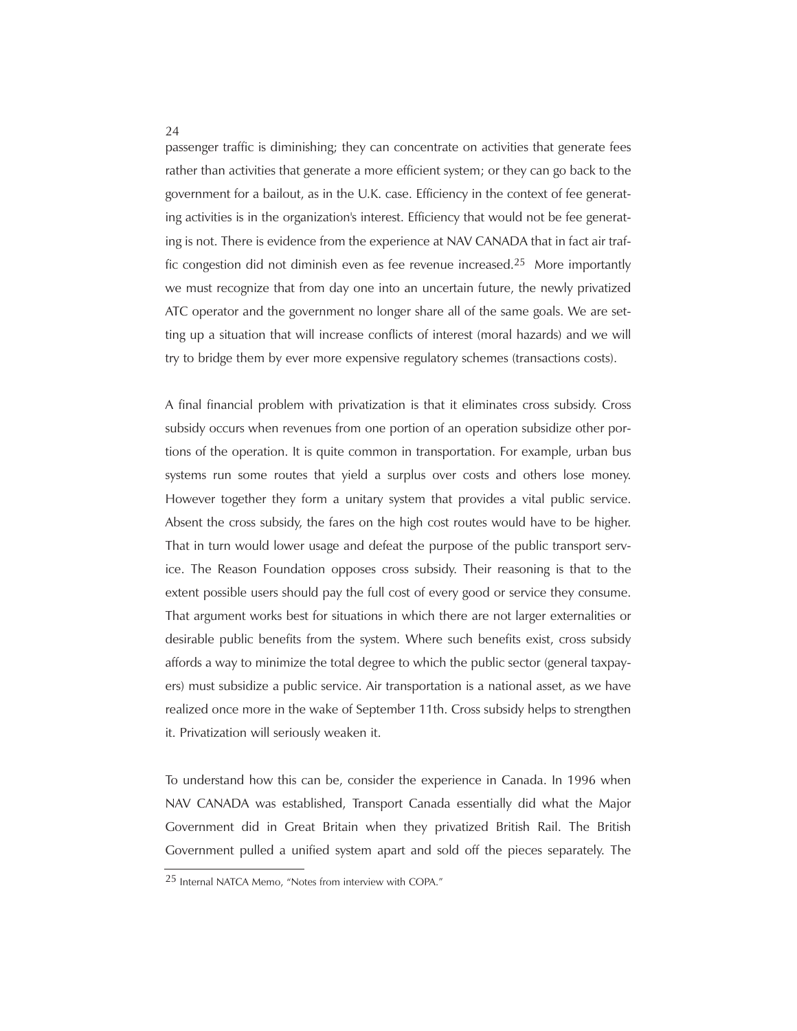passenger traffic is diminishing; they can concentrate on activities that generate fees rather than activities that generate a more efficient system; or they can go back to the government for a bailout, as in the U.K. case. Efficiency in the context of fee generating activities is in the organization's interest. Efficiency that would not be fee generating is not. There is evidence from the experience at NAV CANADA that in fact air traffic congestion did not diminish even as fee revenue increased.[25] More importantly we must recognize that from day one into an uncertain future, the newly privatized ATC operator and the government no longer share all of the same goals. We are setting up a situation that will increase conflicts of interest (moral hazards) and we will try to bridge them by ever more expensive regulatory schemes (transactions costs).

A final financial problem with privatization is that it eliminates cross subsidy. Cross subsidy occurs when revenues from one portion of an operation subsidize other portions of the operation. It is quite common in transportation. For example, urban bus systems run some routes that yield a surplus over costs and others lose money. However together they form a unitary system that provides a vital public service. Absent the cross subsidy, the fares on the high cost routes would have to be higher. That in turn would lower usage and defeat the purpose of the public transport service. The Reason Foundation opposes cross subsidy. Their reasoning is that to the extent possible users should pay the full cost of every good or service they consume. That argument works best for situations in which there are not larger externalities or desirable public benefits from the system. Where such benefits exist, cross subsidy affords a way to minimize the total degree to which the public sector (general taxpayers) must subsidize a public service. Air transportation is a national asset, as we have realized once more in the wake of September 11th. Cross subsidy helps to strengthen it. Privatization will seriously weaken it.

To understand how this can be, consider the experience in Canada. In 1996 when NAV CANADA was established, Transport Canada essentially did what the Major Government did in Great Britain when they privatized British Rail. The British Government pulled a unified system apart and sold off the pieces separately. The

[25] Internal NATCA Memo, "Notes from interview with COPA."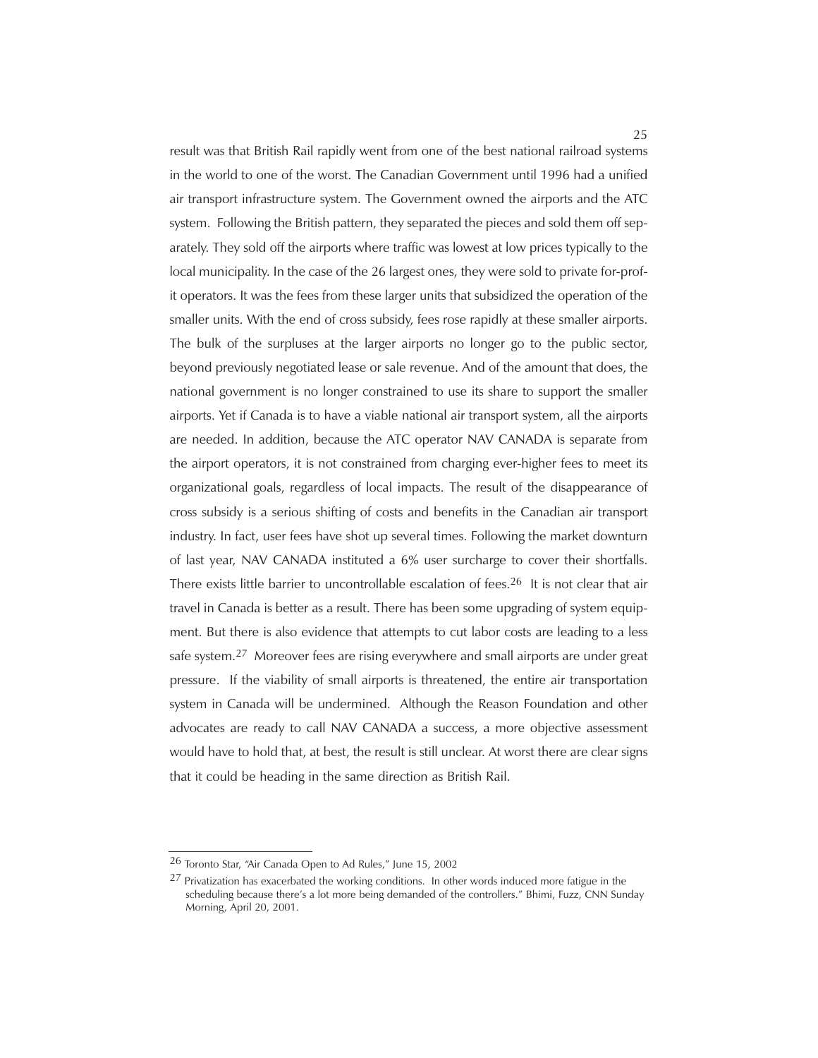result was that British Rail rapidly went from one of the best national railroad systems in the world to one of the worst. The Canadian Government until 1996 had a unified air transport infrastructure system. The Government owned the airports and the ATC system. Following the British pattern, they separated the pieces and sold them off separately. They sold off the airports where traffic was lowest at low prices typically to the local municipality. In the case of the 26 largest ones, they were sold to private for-profit operators. It was the fees from these larger units that subsidized the operation of the smaller units. With the end of cross subsidy, fees rose rapidly at these smaller airports. The bulk of the surpluses at the larger airports no longer go to the public sector, beyond previously negotiated lease or sale revenue. And of the amount that does, the national government is no longer constrained to use its share to support the smaller airports. Yet if Canada is to have a viable national air transport system, all the airports are needed. In addition, because the ATC operator NAV CANADA is separate from the airport operators, it is not constrained from charging ever-higher fees to meet its organizational goals, regardless of local impacts. The result of the disappearance of cross subsidy is a serious shifting of costs and benefits in the Canadian air transport industry. In fact, user fees have shot up several times. Following the market downturn of last year, NAV CANADA instituted a 6% user surcharge to cover their shortfalls. There exists little barrier to uncontrollable escalation of fees.[26] It is not clear that air travel in Canada is better as a result. There has been some upgrading of system equipment. But there is also evidence that attempts to cut labor costs are leading to a less safe system.[27] Moreover fees are rising everywhere and small airports are under great pressure. If the viability of small airports is threatened, the entire air transportation system in Canada will be undermined. Although the Reason Foundation and other advocates are ready to call NAV CANADA a success, a more objective assessment would have to hold that, at best, the result is still unclear. At worst there are clear signs that it could be heading in the same direction as British Rail.

---

[26] Toronto Star, "Air Canada Open to Ad Rules," June 15, 2002

[27] Privatization has exacerbated the working conditions. In other words induced more fatigue in the scheduling because there's a lot more being demanded of the controllers." Bhimi, Fuzz, CNN Sunday Morning, April 20, 2001.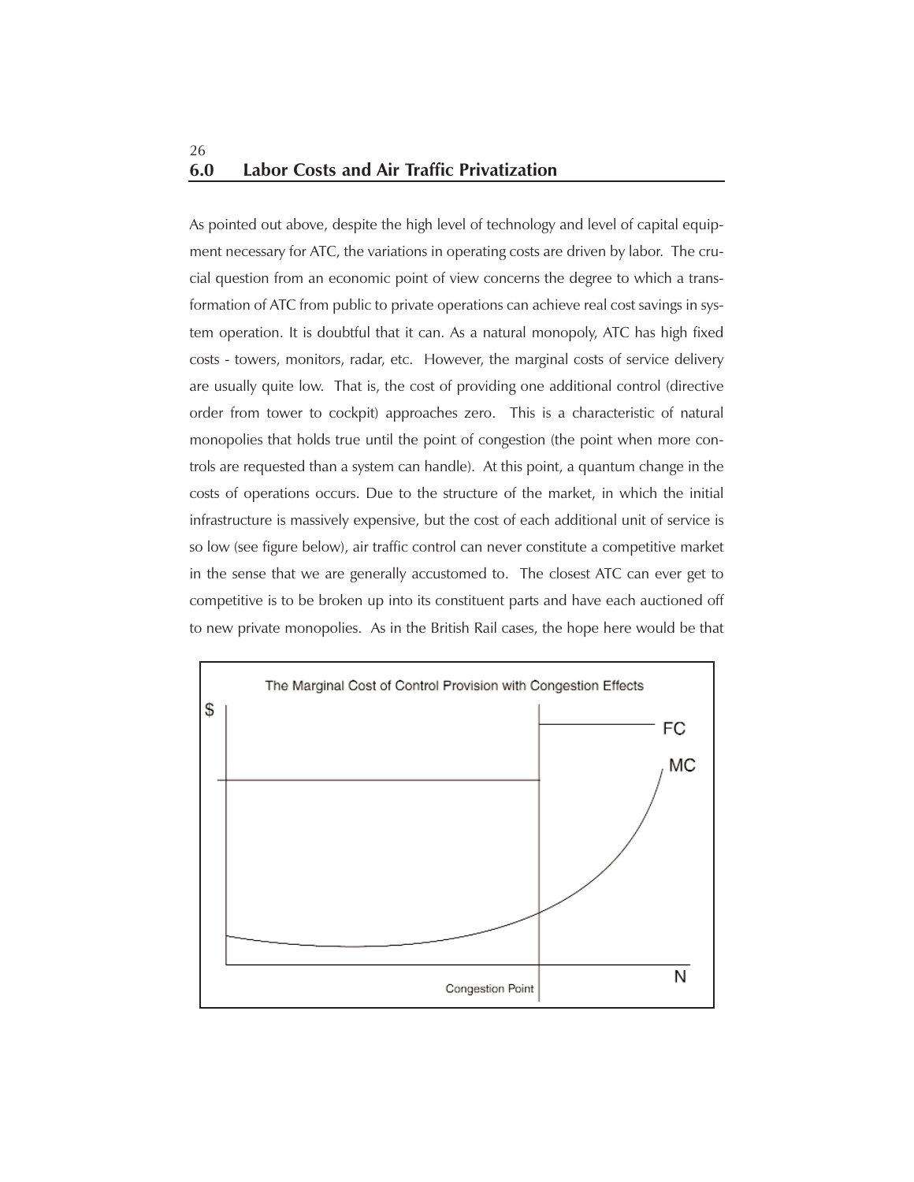## 6.0 Labor Costs and Air Traffic Privatization

As pointed out above, despite the high level of technology and level of capital equipment necessary for ATC, the variations in operating costs are driven by labor. The crucial question from an economic point of view concerns the degree to which a transformation of ATC from public to private operations can achieve real cost savings in system operation. It is doubtful that it can. As a natural monopoly, ATC has high fixed costs - towers, monitors, radar, etc. However, the marginal costs of service delivery are usually quite low. That is, the cost of providing one additional control (directive order from tower to cockpit) approaches zero. This is a characteristic of natural monopolies that holds true until the point of congestion (the point when more controls are requested than a system can handle). At this point, a quantum change in the costs of operations occurs. Due to the structure of the market, in which the initial infrastructure is massively expensive, but the cost of each additional unit of service is so low (see figure below), air traffic control can never constitute a competitive market in the sense that we are generally accustomed to. The closest ATC can ever get to competitive is to be broken up into its constituent parts and have each auctioned off to new private monopolies. As in the British Rail cases, the hope here would be that

The Marginal Cost of Control Provision with Congestion Effects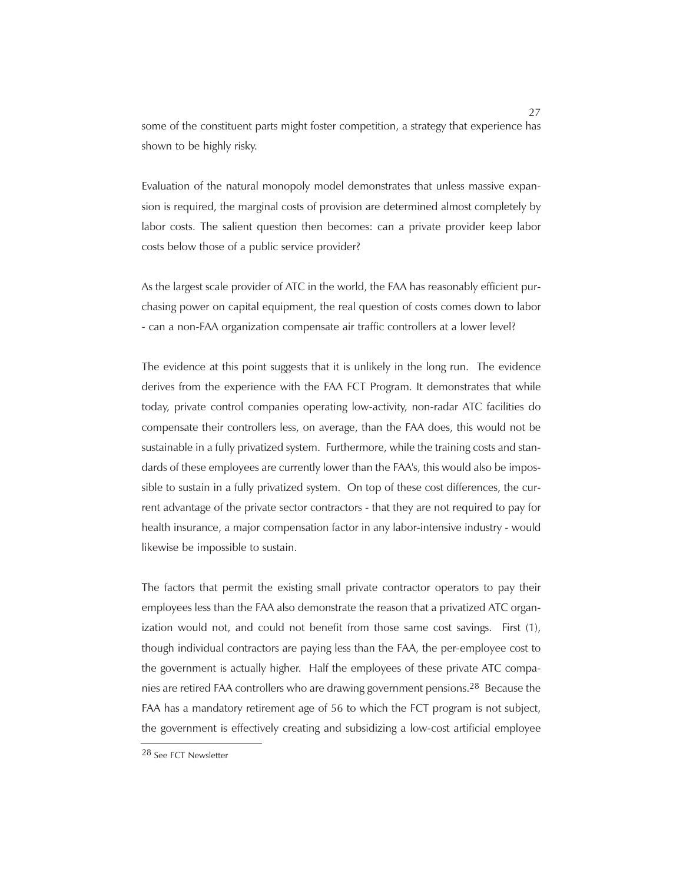some of the constituent parts might foster competition, a strategy that experience has shown to be highly risky.

Evaluation of the natural monopoly model demonstrates that unless massive expansion is required, the marginal costs of provision are determined almost completely by labor costs. The salient question then becomes: can a private provider keep labor costs below those of a public service provider?

As the largest scale provider of ATC in the world, the FAA has reasonably efficient purchasing power on capital equipment, the real question of costs comes down to labor - can a non-FAA organization compensate air traffic controllers at a lower level?

The evidence at this point suggests that it is unlikely in the long run. The evidence derives from the experience with the FAA FCT Program. It demonstrates that while today, private control companies operating low-activity, non-radar ATC facilities do compensate their controllers less, on average, than the FAA does, this would not be sustainable in a fully privatized system. Furthermore, while the training costs and standards of these employees are currently lower than the FAA's, this would also be impossible to sustain in a fully privatized system. On top of these cost differences, the current advantage of the private sector contractors - that they are not required to pay for health insurance, a major compensation factor in any labor-intensive industry - would likewise be impossible to sustain.

The factors that permit the existing small private contractor operators to pay their employees less than the FAA also demonstrate the reason that a privatized ATC organization would not, and could not benefit from those same cost savings. First (1), though individual contractors are paying less than the FAA, the per-employee cost to the government is actually higher. Half the employees of these private ATC companies are retired FAA controllers who are drawing government pensions.[28] Because the FAA has a mandatory retirement age of 56 to which the FCT program is not subject, the government is effectively creating and subsidizing a low-cost artificial employee

[28] See FCT Newsletter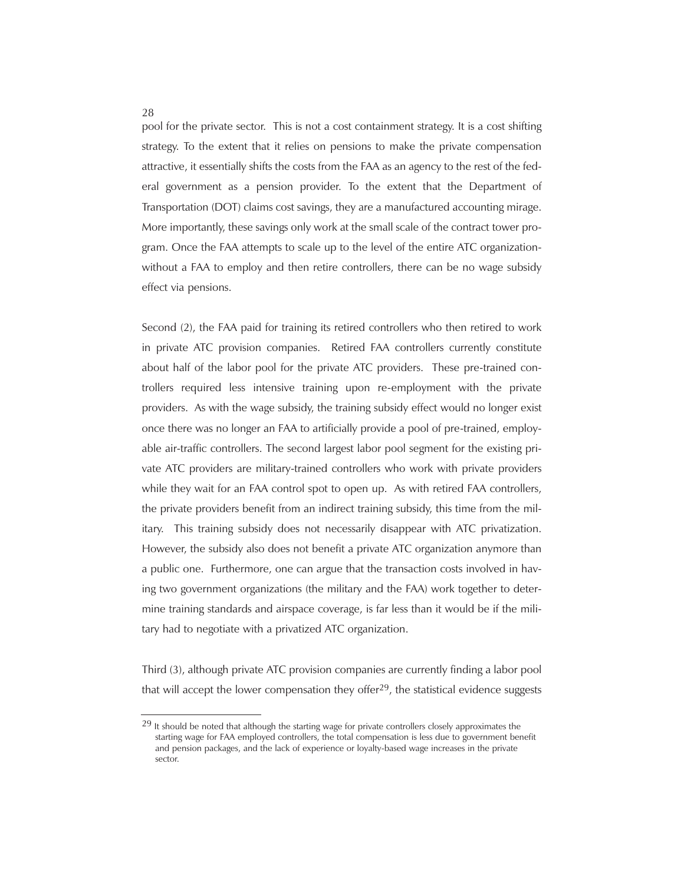pool for the private sector. This is not a cost containment strategy. It is a cost shifting strategy. To the extent that it relies on pensions to make the private compensation attractive, it essentially shifts the costs from the FAA as an agency to the rest of the federal government as a pension provider. To the extent that the Department of Transportation (DOT) claims cost savings, they are a manufactured accounting mirage. More importantly, these savings only work at the small scale of the contract tower program. Once the FAA attempts to scale up to the level of the entire ATC organization-without a FAA to employ and then retire controllers, there can be no wage subsidy effect via pensions.

Second (2), the FAA paid for training its retired controllers who then retired to work in private ATC provision companies. Retired FAA controllers currently constitute about half of the labor pool for the private ATC providers. These pre-trained controllers required less intensive training upon re-employment with the private providers. As with the wage subsidy, the training subsidy effect would no longer exist once there was no longer an FAA to artificially provide a pool of pre-trained, employable air-traffic controllers. The second largest labor pool segment for the existing private ATC providers are military-trained controllers who work with private providers while they wait for an FAA control spot to open up. As with retired FAA controllers, the private providers benefit from an indirect training subsidy, this time from the military. This training subsidy does not necessarily disappear with ATC privatization. However, the subsidy also does not benefit a private ATC organization anymore than a public one. Furthermore, one can argue that the transaction costs involved in having two government organizations (the military and the FAA) work together to determine training standards and airspace coverage, is far less than it would be if the military had to negotiate with a privatized ATC organization.

Third (3), although private ATC provision companies are currently finding a labor pool that will accept the lower compensation they offer[29], the statistical evidence suggests

[29] It should be noted that although the starting wage for private controllers closely approximates the starting wage for FAA employed controllers, the total compensation is less due to government benefit and pension packages, and the lack of experience or loyalty-based wage increases in the private sector.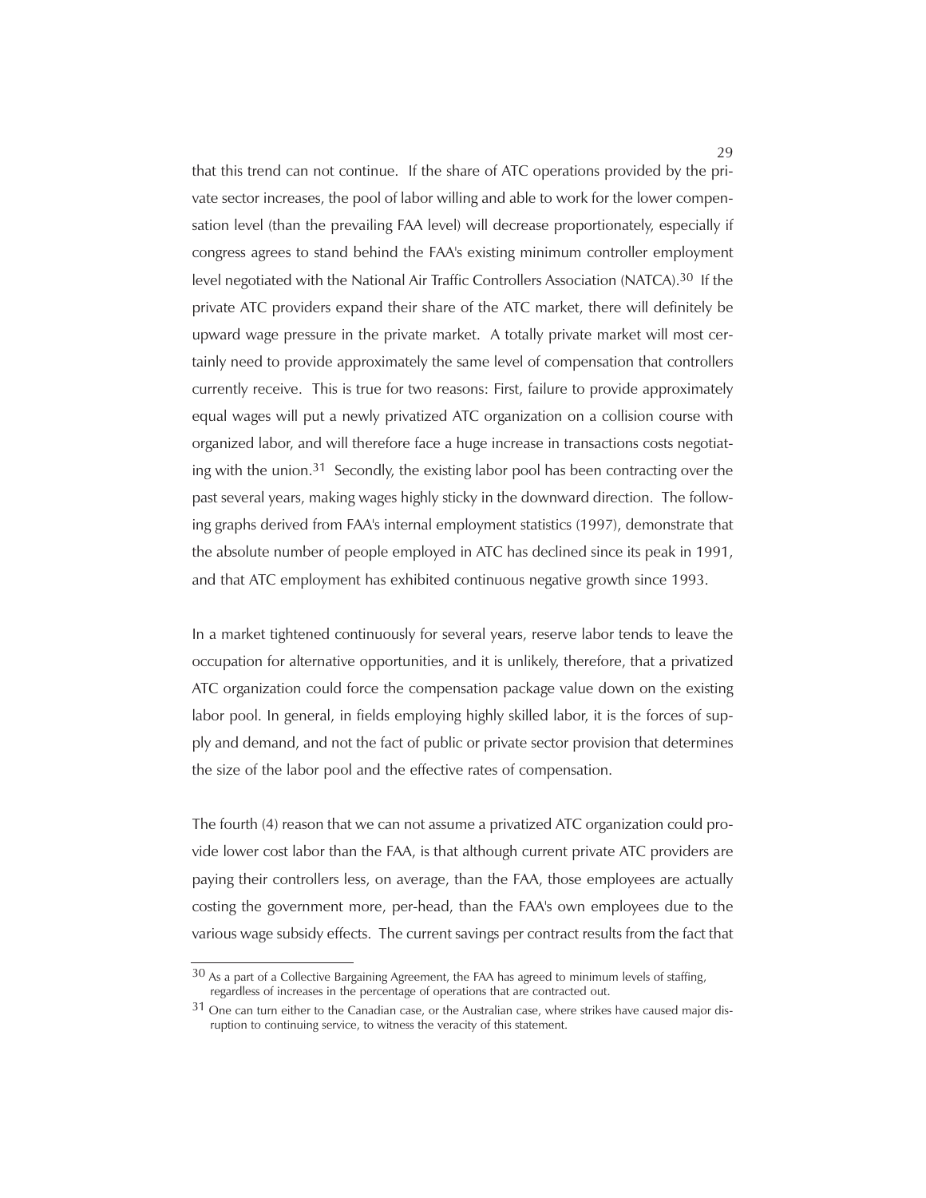that this trend can not continue. If the share of ATC operations provided by the private sector increases, the pool of labor willing and able to work for the lower compensation level (than the prevailing FAA level) will decrease proportionately, especially if congress agrees to stand behind the FAA's existing minimum controller employment level negotiated with the National Air Traffic Controllers Association (NATCA).[30] If the private ATC providers expand their share of the ATC market, there will definitely be upward wage pressure in the private market. A totally private market will most certainly need to provide approximately the same level of compensation that controllers currently receive. This is true for two reasons: First, failure to provide approximately equal wages will put a newly privatized ATC organization on a collision course with organized labor, and will therefore face a huge increase in transactions costs negotiating with the union.[31] Secondly, the existing labor pool has been contracting over the past several years, making wages highly sticky in the downward direction. The following graphs derived from FAA's internal employment statistics (1997), demonstrate that the absolute number of people employed in ATC has declined since its peak in 1991, and that ATC employment has exhibited continuous negative growth since 1993.

In a market tightened continuously for several years, reserve labor tends to leave the occupation for alternative opportunities, and it is unlikely, therefore, that a privatized ATC organization could force the compensation package value down on the existing labor pool. In general, in fields employing highly skilled labor, it is the forces of supply and demand, and not the fact of public or private sector provision that determines the size of the labor pool and the effective rates of compensation.

The fourth (4) reason that we can not assume a privatized ATC organization could provide lower cost labor than the FAA, is that although current private ATC providers are paying their controllers less, on average, than the FAA, those employees are actually costing the government more, per-head, than the FAA's own employees due to the various wage subsidy effects. The current savings per contract results from the fact that

---

[30] As a part of a Collective Bargaining Agreement, the FAA has agreed to minimum levels of staffing, regardless of increases in the percentage of operations that are contracted out.

[31] One can turn either to the Canadian case, or the Australian case, where strikes have caused major disruption to continuing service, to witness the veracity of this statement.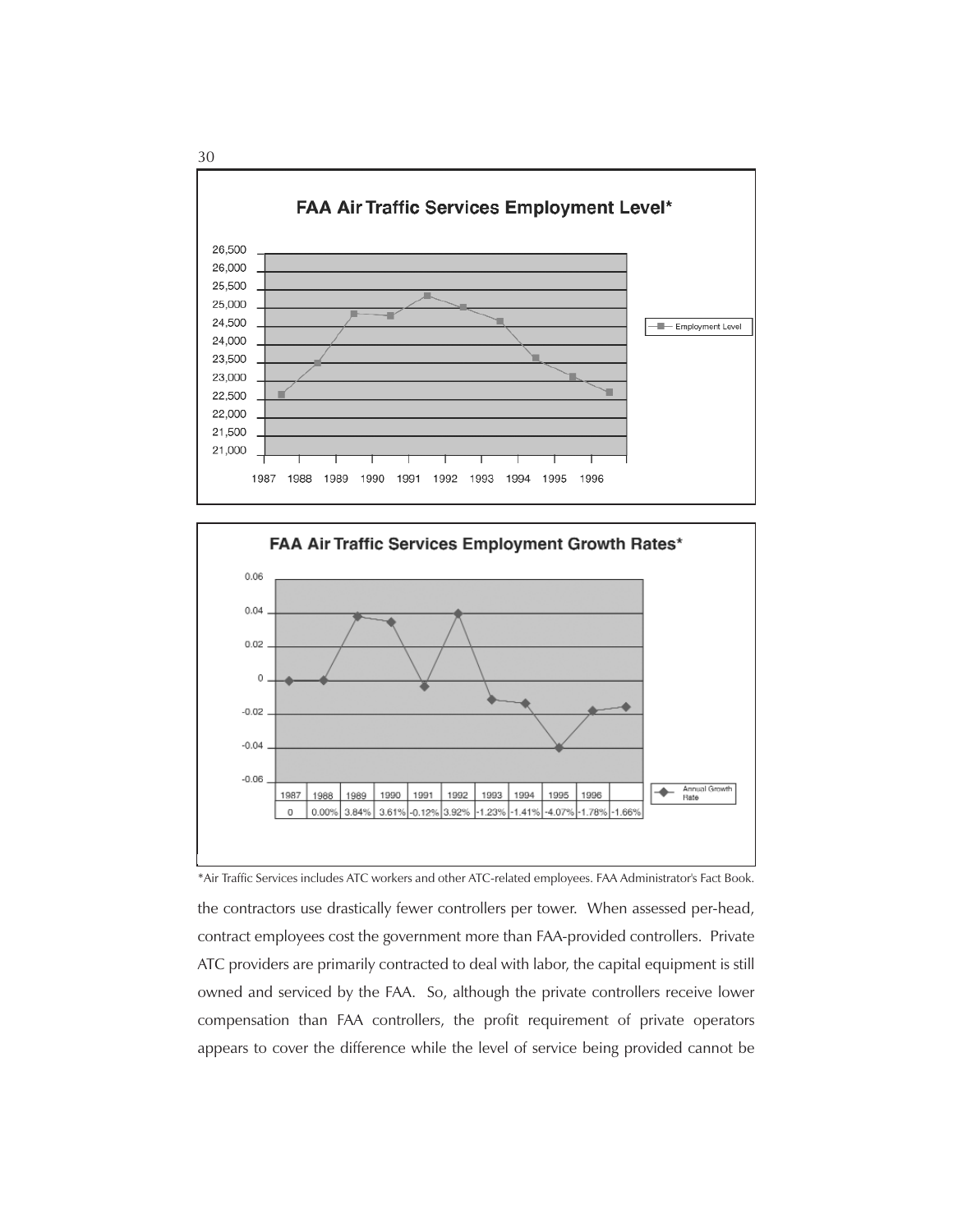**FAA Air Traffic Services Employment Level***

**FAA Air Traffic Services Employment Growth Rates***

| 1987 | 1988 | 1989 | 1990 | 1991 | 1992 | 1993 | 1994 | 1995 | 1996 | |
|---|---|---|---|---|---|---|---|---|---|---|
| 0 | 0.00% | 3.84% | 3.61% | -0.12% | 3.92% | -1.23% | -1.41% | -4.07% | -1.78% | -1.66% |

*Air Traffic Services includes ATC workers and other ATC-related employees. FAA Administrator's Fact Book.

the contractors use drastically fewer controllers per tower. When assessed per-head, contract employees cost the government more than FAA-provided controllers. Private ATC providers are primarily contracted to deal with labor, the capital equipment is still owned and serviced by the FAA. So, although the private controllers receive lower compensation than FAA controllers, the profit requirement of private operators appears to cover the difference while the level of service being provided cannot be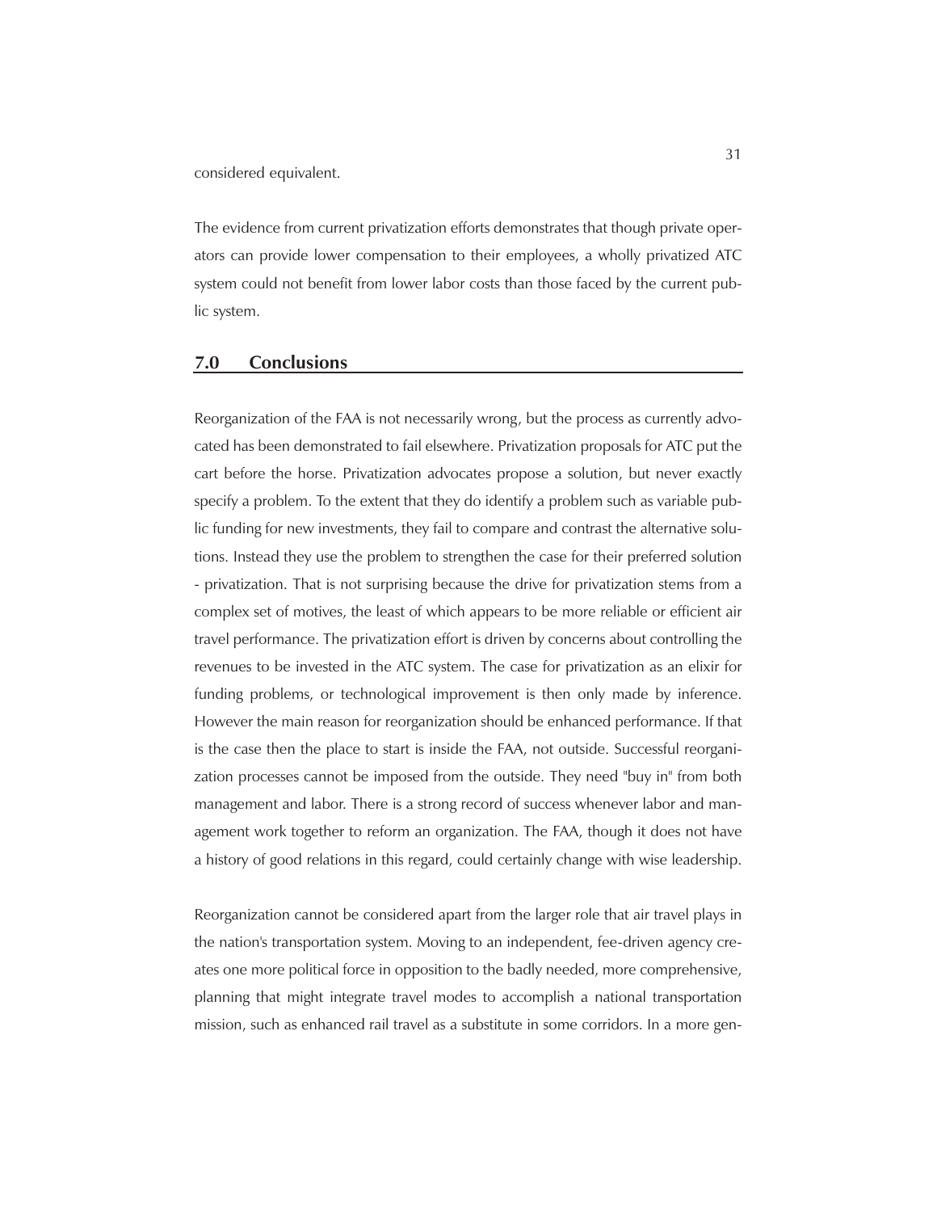considered equivalent.

The evidence from current privatization efforts demonstrates that though private operators can provide lower compensation to their employees, a wholly privatized ATC system could not benefit from lower labor costs than those faced by the current public system.

## 7.0 Conclusions

Reorganization of the FAA is not necessarily wrong, but the process as currently advocated has been demonstrated to fail elsewhere. Privatization proposals for ATC put the cart before the horse. Privatization advocates propose a solution, but never exactly specify a problem. To the extent that they do identify a problem such as variable public funding for new investments, they fail to compare and contrast the alternative solutions. Instead they use the problem to strengthen the case for their preferred solution - privatization. That is not surprising because the drive for privatization stems from a complex set of motives, the least of which appears to be more reliable or efficient air travel performance. The privatization effort is driven by concerns about controlling the revenues to be invested in the ATC system. The case for privatization as an elixir for funding problems, or technological improvement is then only made by inference. However the main reason for reorganization should be enhanced performance. If that is the case then the place to start is inside the FAA, not outside. Successful reorganization processes cannot be imposed from the outside. They need "buy in" from both management and labor. There is a strong record of success whenever labor and management work together to reform an organization. The FAA, though it does not have a history of good relations in this regard, could certainly change with wise leadership.

Reorganization cannot be considered apart from the larger role that air travel plays in the nation's transportation system. Moving to an independent, fee-driven agency creates one more political force in opposition to the badly needed, more comprehensive, planning that might integrate travel modes to accomplish a national transportation mission, such as enhanced rail travel as a substitute in some corridors. In a more gen-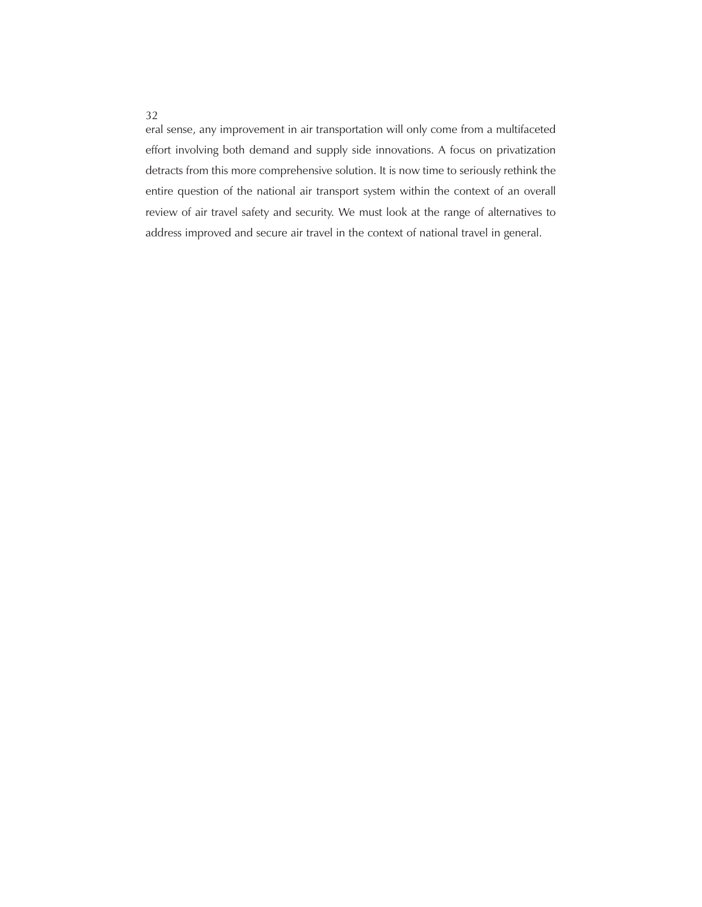eral sense, any improvement in air transportation will only come from a multifaceted effort involving both demand and supply side innovations. A focus on privatization detracts from this more comprehensive solution. It is now time to seriously rethink the entire question of the national air transport system within the context of an overall review of air travel safety and security. We must look at the range of alternatives to address improved and secure air travel in the context of national travel in general.